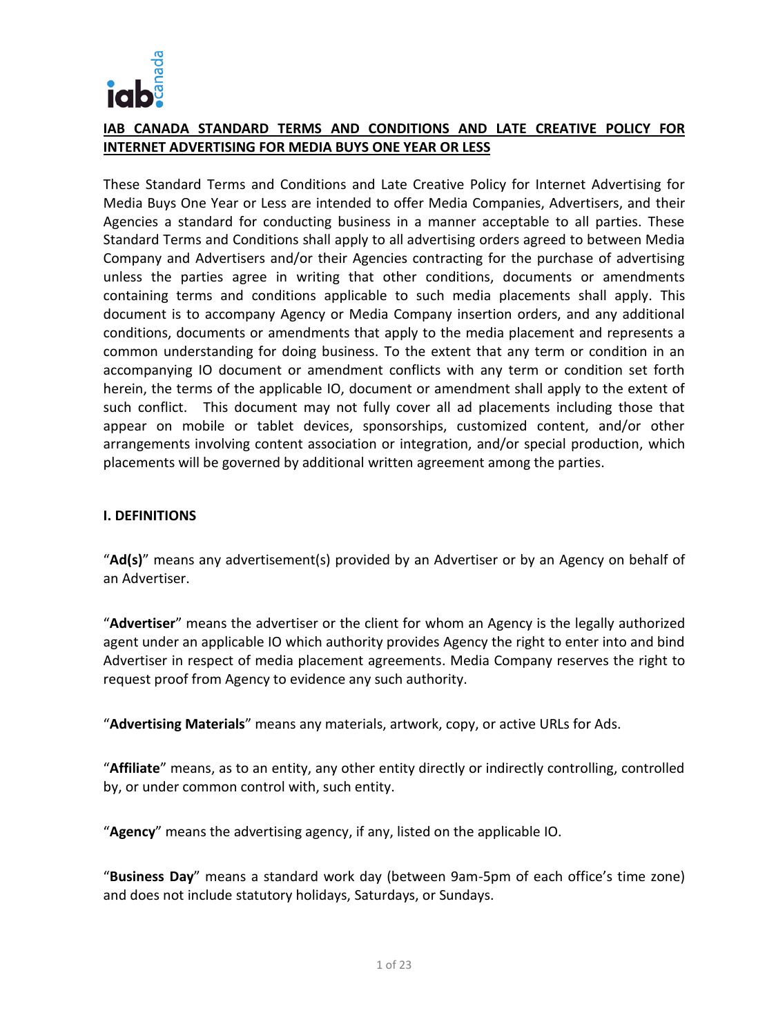# IAB CANADA STANDARD TERMS AND CONDITIONS AND LATE CREATIVE POLICY FOR INTERNET ADVERTISING FOR MEDIA BUYS ONE YEAR OR LESS

These Standard Terms and Conditions and Late Creative Policy for Internet Advertising for Media Buys One Year or Less are intended to offer Media Companies, Advertisers, and their Agencies a standard for conducting business in a manner acceptable to all parties. These Standard Terms and Conditions shall apply to all advertising orders agreed to between Media Company and Advertisers and/or their Agencies contracting for the purchase of advertising unless the parties agree in writing that other conditions, documents or amendments containing terms and conditions applicable to such media placements shall apply. This document is to accompany Agency or Media Company insertion orders, and any additional conditions, documents or amendments that apply to the media placement and represents a common understanding for doing business. To the extent that any term or condition in an accompanying IO document or amendment conflicts with any term or condition set forth herein, the terms of the applicable IO, document or amendment shall apply to the extent of such conflict. This document may not fully cover all ad placements including those that appear on mobile or tablet devices, sponsorships, customized content, and/or other arrangements involving content association or integration, and/or special production, which placements will be governed by additional written agreement among the parties.

## I. DEFINITIONS

"**Ad(s)**" means any advertisement(s) provided by an Advertiser or by an Agency on behalf of an Advertiser.

"**Advertiser**" means the advertiser or the client for whom an Agency is the legally authorized agent under an applicable IO which authority provides Agency the right to enter into and bind Advertiser in respect of media placement agreements. Media Company reserves the right to request proof from Agency to evidence any such authority.

"**Advertising Materials**" means any materials, artwork, copy, or active URLs for Ads.

"**Affiliate**" means, as to an entity, any other entity directly or indirectly controlling, controlled by, or under common control with, such entity.

"**Agency**" means the advertising agency, if any, listed on the applicable IO.

"**Business Day**" means a standard work day (between 9am-5pm of each office's time zone) and does not include statutory holidays, Saturdays, or Sundays.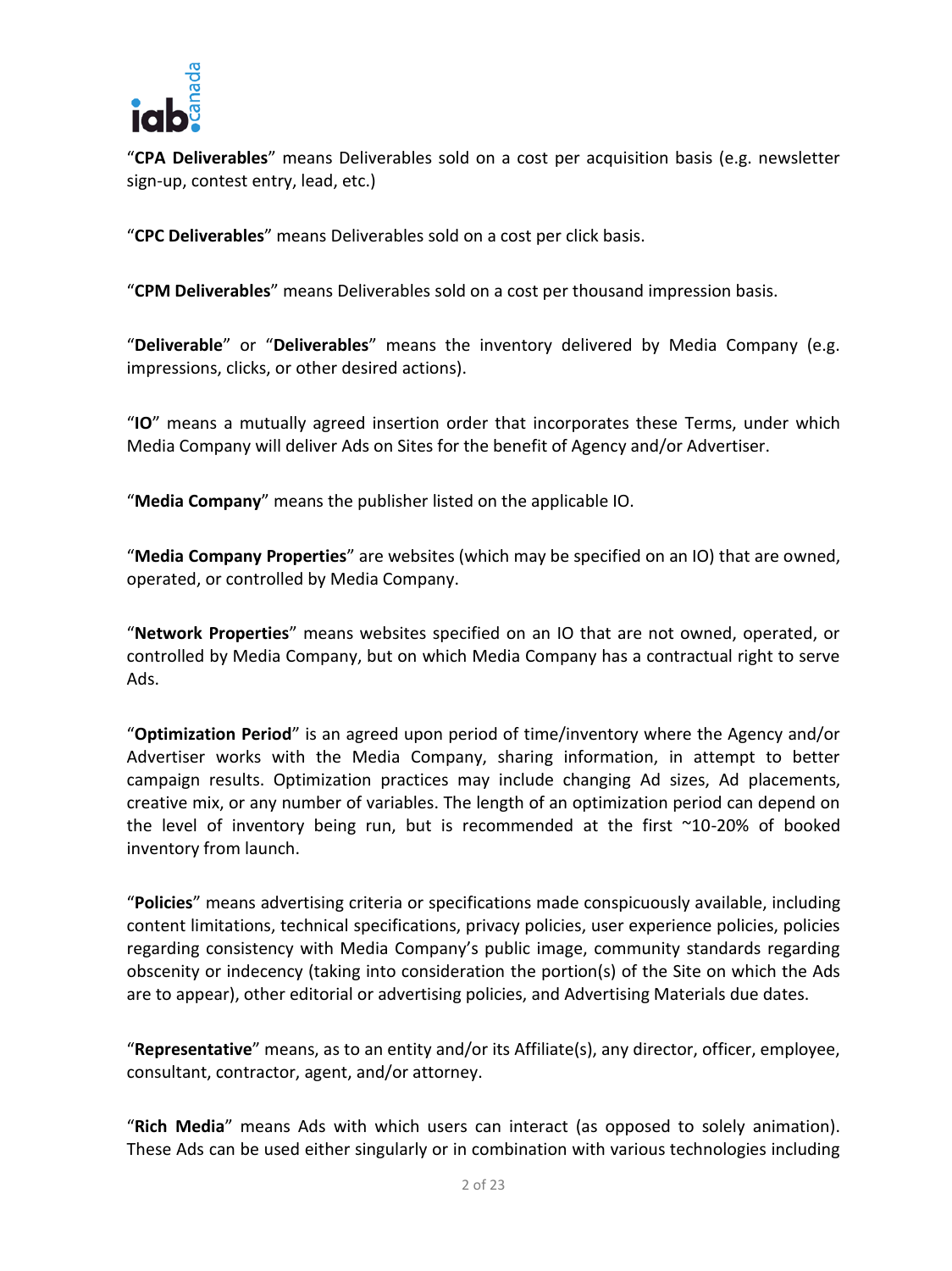"**CPA Deliverables**" means Deliverables sold on a cost per acquisition basis (e.g. newsletter sign-up, contest entry, lead, etc.)

"**CPC Deliverables**" means Deliverables sold on a cost per click basis.

"**CPM Deliverables**" means Deliverables sold on a cost per thousand impression basis.

"**Deliverable**" or "**Deliverables**" means the inventory delivered by Media Company (e.g. impressions, clicks, or other desired actions).

"**IO**" means a mutually agreed insertion order that incorporates these Terms, under which Media Company will deliver Ads on Sites for the benefit of Agency and/or Advertiser.

"**Media Company**" means the publisher listed on the applicable IO.

"**Media Company Properties**" are websites (which may be specified on an IO) that are owned, operated, or controlled by Media Company.

"**Network Properties**" means websites specified on an IO that are not owned, operated, or controlled by Media Company, but on which Media Company has a contractual right to serve Ads.

"**Optimization Period**" is an agreed upon period of time/inventory where the Agency and/or Advertiser works with the Media Company, sharing information, in attempt to better campaign results. Optimization practices may include changing Ad sizes, Ad placements, creative mix, or any number of variables. The length of an optimization period can depend on the level of inventory being run, but is recommended at the first ~10-20% of booked inventory from launch.

"**Policies**" means advertising criteria or specifications made conspicuously available, including content limitations, technical specifications, privacy policies, user experience policies, policies regarding consistency with Media Company's public image, community standards regarding obscenity or indecency (taking into consideration the portion(s) of the Site on which the Ads are to appear), other editorial or advertising policies, and Advertising Materials due dates.

"**Representative**" means, as to an entity and/or its Affiliate(s), any director, officer, employee, consultant, contractor, agent, and/or attorney.

"**Rich Media**" means Ads with which users can interact (as opposed to solely animation). These Ads can be used either singularly or in combination with various technologies including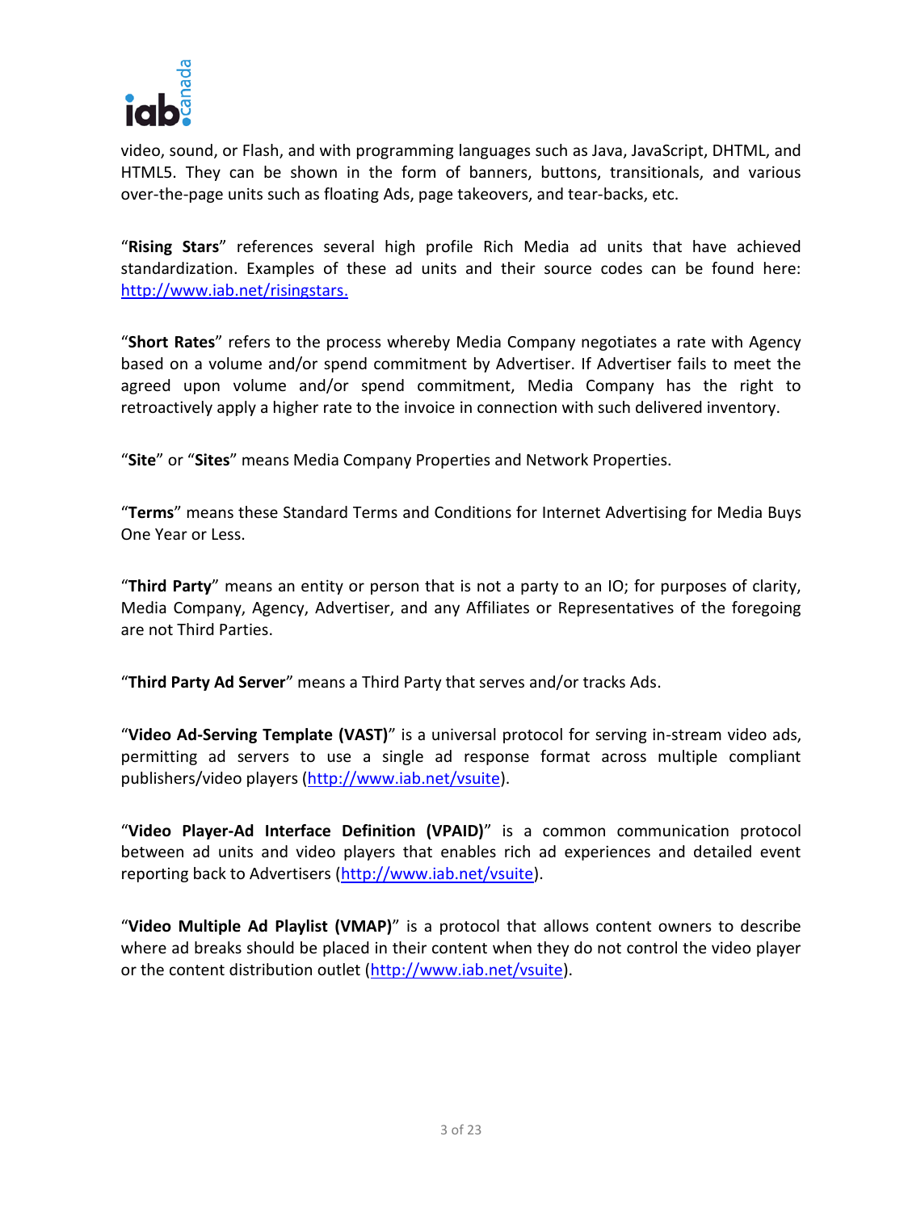video, sound, or Flash, and with programming languages such as Java, JavaScript, DHTML, and HTML5. They can be shown in the form of banners, buttons, transitionals, and various over-the-page units such as floating Ads, page takeovers, and tear-backs, etc.

"**Rising Stars**" references several high profile Rich Media ad units that have achieved standardization. Examples of these ad units and their source codes can be found here: http://www.iab.net/risingstars.

"**Short Rates**" refers to the process whereby Media Company negotiates a rate with Agency based on a volume and/or spend commitment by Advertiser. If Advertiser fails to meet the agreed upon volume and/or spend commitment, Media Company has the right to retroactively apply a higher rate to the invoice in connection with such delivered inventory.

"**Site**" or "**Sites**" means Media Company Properties and Network Properties.

"**Terms**" means these Standard Terms and Conditions for Internet Advertising for Media Buys One Year or Less.

"**Third Party**" means an entity or person that is not a party to an IO; for purposes of clarity, Media Company, Agency, Advertiser, and any Affiliates or Representatives of the foregoing are not Third Parties.

"**Third Party Ad Server**" means a Third Party that serves and/or tracks Ads.

"**Video Ad-Serving Template (VAST)**" is a universal protocol for serving in-stream video ads, permitting ad servers to use a single ad response format across multiple compliant publishers/video players (http://www.iab.net/vsuite).

"**Video Player-Ad Interface Definition (VPAID)**" is a common communication protocol between ad units and video players that enables rich ad experiences and detailed event reporting back to Advertisers (http://www.iab.net/vsuite).

"**Video Multiple Ad Playlist (VMAP)**" is a protocol that allows content owners to describe where ad breaks should be placed in their content when they do not control the video player or the content distribution outlet (http://www.iab.net/vsuite).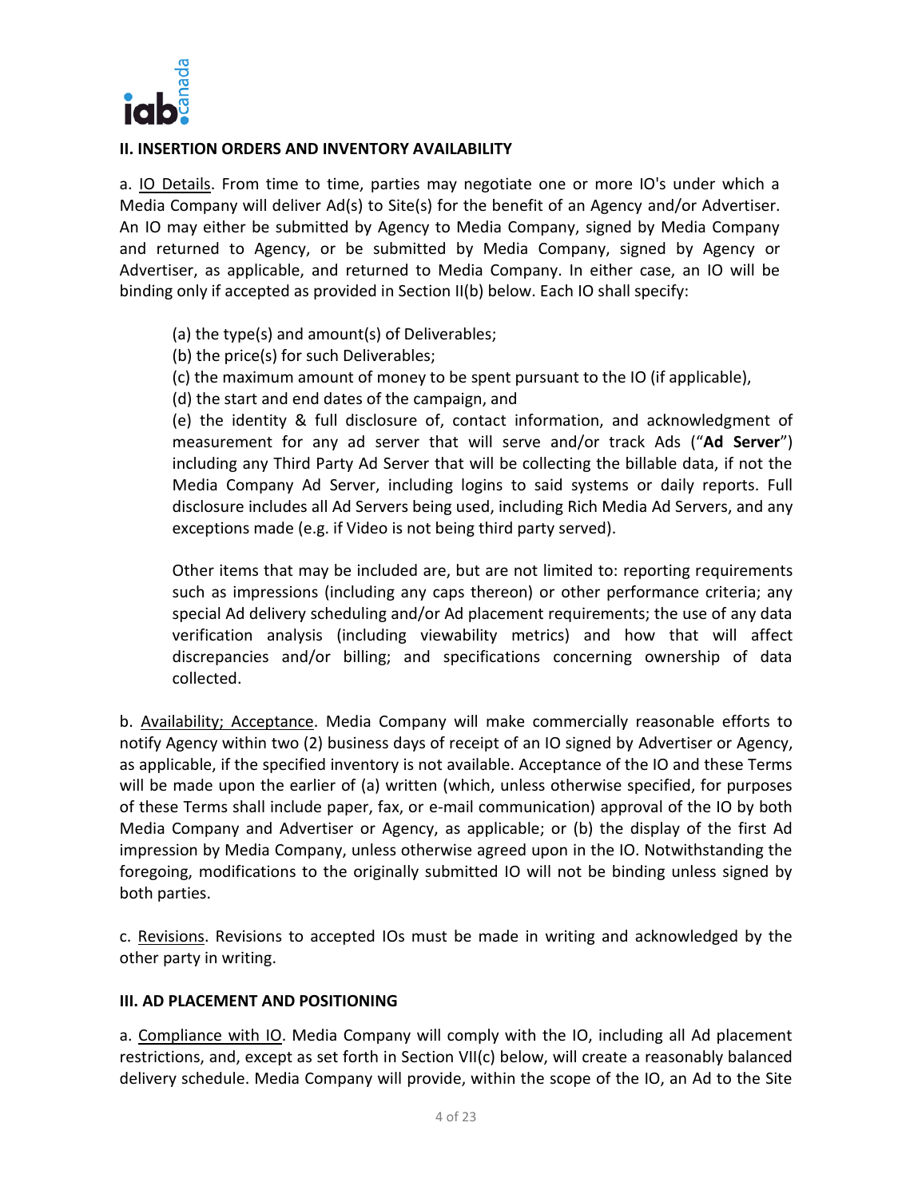## II. INSERTION ORDERS AND INVENTORY AVAILABILITY

a. IO Details. From time to time, parties may negotiate one or more IO's under which a Media Company will deliver Ad(s) to Site(s) for the benefit of an Agency and/or Advertiser. An IO may either be submitted by Agency to Media Company, signed by Media Company and returned to Agency, or be submitted by Media Company, signed by Agency or Advertiser, as applicable, and returned to Media Company. In either case, an IO will be binding only if accepted as provided in Section II(b) below. Each IO shall specify:

> (a) the type(s) and amount(s) of Deliverables;
> (b) the price(s) for such Deliverables;
> (c) the maximum amount of money to be spent pursuant to the IO (if applicable),
> (d) the start and end dates of the campaign, and
> (e) the identity & full disclosure of, contact information, and acknowledgment of measurement for any ad server that will serve and/or track Ads ("**Ad Server**") including any Third Party Ad Server that will be collecting the billable data, if not the Media Company Ad Server, including logins to said systems or daily reports. Full disclosure includes all Ad Servers being used, including Rich Media Ad Servers, and any exceptions made (e.g. if Video is not being third party served).
>
> Other items that may be included are, but are not limited to: reporting requirements such as impressions (including any caps thereon) or other performance criteria; any special Ad delivery scheduling and/or Ad placement requirements; the use of any data verification analysis (including viewability metrics) and how that will affect discrepancies and/or billing; and specifications concerning ownership of data collected.

b. Availability; Acceptance. Media Company will make commercially reasonable efforts to notify Agency within two (2) business days of receipt of an IO signed by Advertiser or Agency, as applicable, if the specified inventory is not available. Acceptance of the IO and these Terms will be made upon the earlier of (a) written (which, unless otherwise specified, for purposes of these Terms shall include paper, fax, or e-mail communication) approval of the IO by both Media Company and Advertiser or Agency, as applicable; or (b) the display of the first Ad impression by Media Company, unless otherwise agreed upon in the IO. Notwithstanding the foregoing, modifications to the originally submitted IO will not be binding unless signed by both parties.

c. Revisions. Revisions to accepted IOs must be made in writing and acknowledged by the other party in writing.

## III. AD PLACEMENT AND POSITIONING

a. Compliance with IO. Media Company will comply with the IO, including all Ad placement restrictions, and, except as set forth in Section VII(c) below, will create a reasonably balanced delivery schedule. Media Company will provide, within the scope of the IO, an Ad to the Site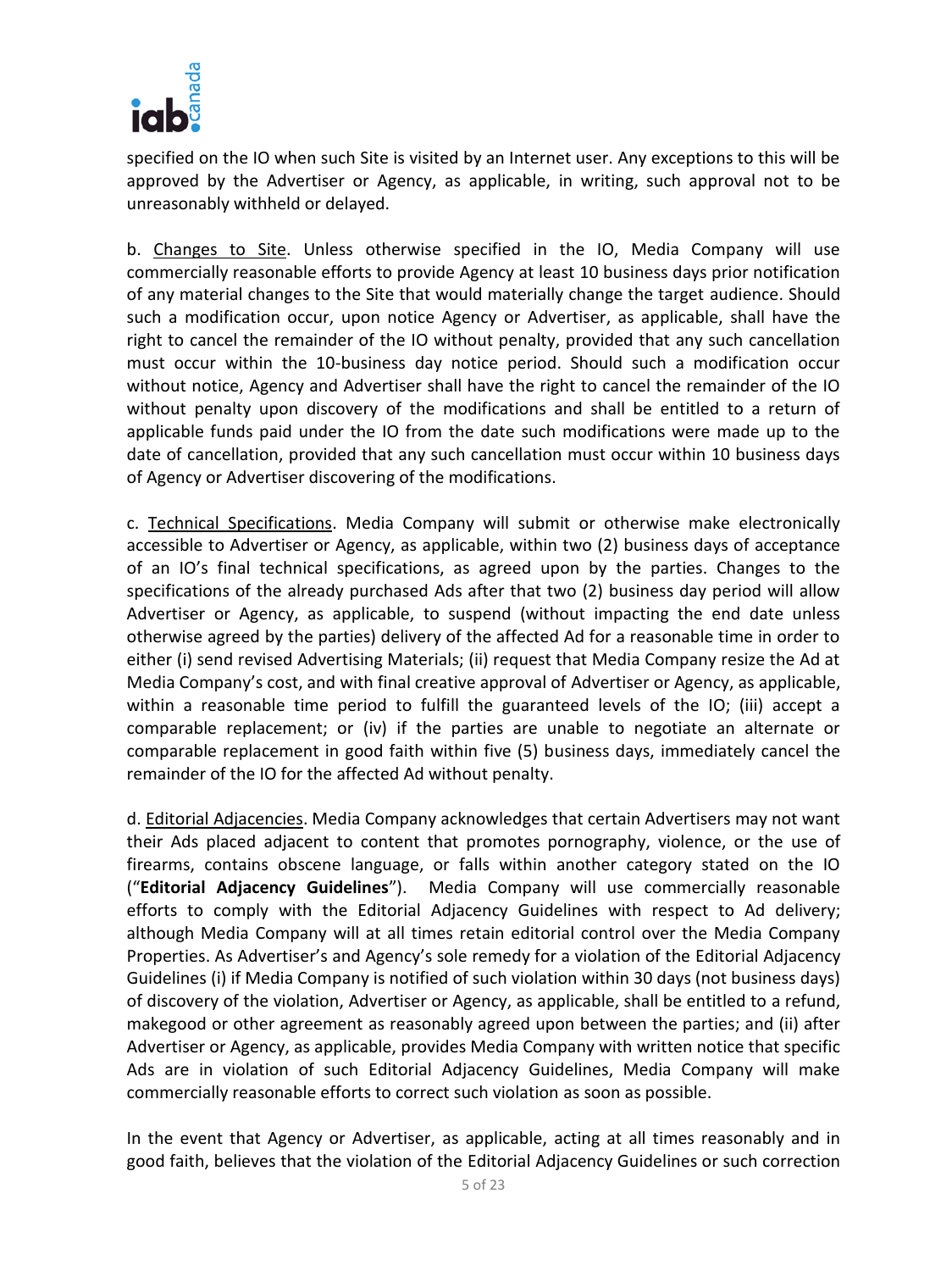specified on the IO when such Site is visited by an Internet user. Any exceptions to this will be approved by the Advertiser or Agency, as applicable, in writing, such approval not to be unreasonably withheld or delayed.

b. Changes to Site. Unless otherwise specified in the IO, Media Company will use commercially reasonable efforts to provide Agency at least 10 business days prior notification of any material changes to the Site that would materially change the target audience. Should such a modification occur, upon notice Agency or Advertiser, as applicable, shall have the right to cancel the remainder of the IO without penalty, provided that any such cancellation must occur within the 10-business day notice period. Should such a modification occur without notice, Agency and Advertiser shall have the right to cancel the remainder of the IO without penalty upon discovery of the modifications and shall be entitled to a return of applicable funds paid under the IO from the date such modifications were made up to the date of cancellation, provided that any such cancellation must occur within 10 business days of Agency or Advertiser discovering of the modifications.

c. Technical Specifications. Media Company will submit or otherwise make electronically accessible to Advertiser or Agency, as applicable, within two (2) business days of acceptance of an IO's final technical specifications, as agreed upon by the parties. Changes to the specifications of the already purchased Ads after that two (2) business day period will allow Advertiser or Agency, as applicable, to suspend (without impacting the end date unless otherwise agreed by the parties) delivery of the affected Ad for a reasonable time in order to either (i) send revised Advertising Materials; (ii) request that Media Company resize the Ad at Media Company's cost, and with final creative approval of Advertiser or Agency, as applicable, within a reasonable time period to fulfill the guaranteed levels of the IO; (iii) accept a comparable replacement; or (iv) if the parties are unable to negotiate an alternate or comparable replacement in good faith within five (5) business days, immediately cancel the remainder of the IO for the affected Ad without penalty.

d. Editorial Adjacencies. Media Company acknowledges that certain Advertisers may not want their Ads placed adjacent to content that promotes pornography, violence, or the use of firearms, contains obscene language, or falls within another category stated on the IO ("**Editorial Adjacency Guidelines**"). Media Company will use commercially reasonable efforts to comply with the Editorial Adjacency Guidelines with respect to Ad delivery; although Media Company will at all times retain editorial control over the Media Company Properties. As Advertiser's and Agency's sole remedy for a violation of the Editorial Adjacency Guidelines (i) if Media Company is notified of such violation within 30 days (not business days) of discovery of the violation, Advertiser or Agency, as applicable, shall be entitled to a refund, makegood or other agreement as reasonably agreed upon between the parties; and (ii) after Advertiser or Agency, as applicable, provides Media Company with written notice that specific Ads are in violation of such Editorial Adjacency Guidelines, Media Company will make commercially reasonable efforts to correct such violation as soon as possible.

In the event that Agency or Advertiser, as applicable, acting at all times reasonably and in good faith, believes that the violation of the Editorial Adjacency Guidelines or such correction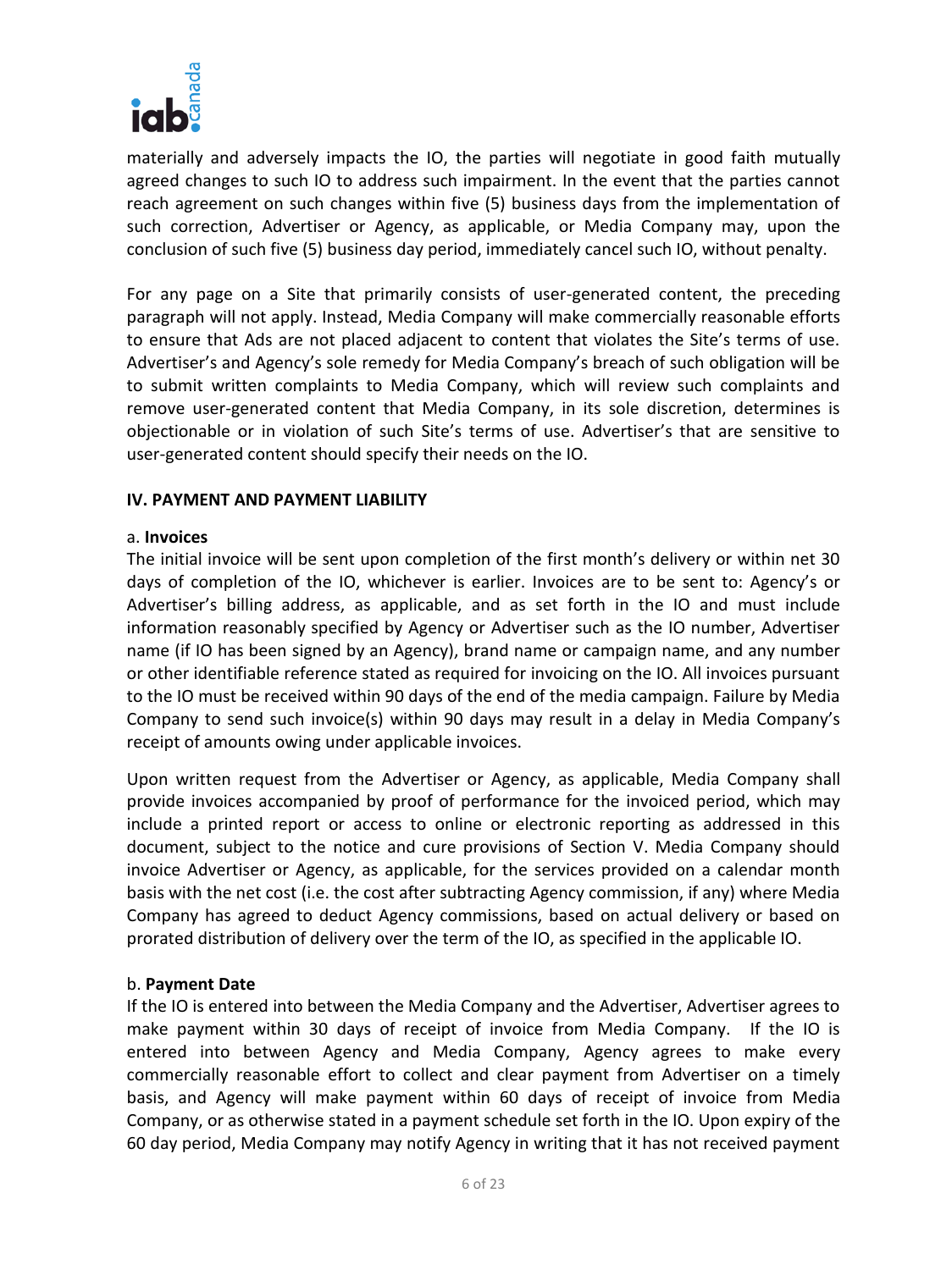materially and adversely impacts the IO, the parties will negotiate in good faith mutually agreed changes to such IO to address such impairment. In the event that the parties cannot reach agreement on such changes within five (5) business days from the implementation of such correction, Advertiser or Agency, as applicable, or Media Company may, upon the conclusion of such five (5) business day period, immediately cancel such IO, without penalty.

For any page on a Site that primarily consists of user-generated content, the preceding paragraph will not apply. Instead, Media Company will make commercially reasonable efforts to ensure that Ads are not placed adjacent to content that violates the Site's terms of use. Advertiser's and Agency's sole remedy for Media Company's breach of such obligation will be to submit written complaints to Media Company, which will review such complaints and remove user-generated content that Media Company, in its sole discretion, determines is objectionable or in violation of such Site's terms of use. Advertiser's that are sensitive to user-generated content should specify their needs on the IO.

## IV. PAYMENT AND PAYMENT LIABILITY

a. **Invoices**

The initial invoice will be sent upon completion of the first month's delivery or within net 30 days of completion of the IO, whichever is earlier. Invoices are to be sent to: Agency's or Advertiser's billing address, as applicable, and as set forth in the IO and must include information reasonably specified by Agency or Advertiser such as the IO number, Advertiser name (if IO has been signed by an Agency), brand name or campaign name, and any number or other identifiable reference stated as required for invoicing on the IO. All invoices pursuant to the IO must be received within 90 days of the end of the media campaign. Failure by Media Company to send such invoice(s) within 90 days may result in a delay in Media Company's receipt of amounts owing under applicable invoices.

Upon written request from the Advertiser or Agency, as applicable, Media Company shall provide invoices accompanied by proof of performance for the invoiced period, which may include a printed report or access to online or electronic reporting as addressed in this document, subject to the notice and cure provisions of Section V. Media Company should invoice Advertiser or Agency, as applicable, for the services provided on a calendar month basis with the net cost (i.e. the cost after subtracting Agency commission, if any) where Media Company has agreed to deduct Agency commissions, based on actual delivery or based on prorated distribution of delivery over the term of the IO, as specified in the applicable IO.

b. **Payment Date**

If the IO is entered into between the Media Company and the Advertiser, Advertiser agrees to make payment within 30 days of receipt of invoice from Media Company. If the IO is entered into between Agency and Media Company, Agency agrees to make every commercially reasonable effort to collect and clear payment from Advertiser on a timely basis, and Agency will make payment within 60 days of receipt of invoice from Media Company, or as otherwise stated in a payment schedule set forth in the IO. Upon expiry of the 60 day period, Media Company may notify Agency in writing that it has not received payment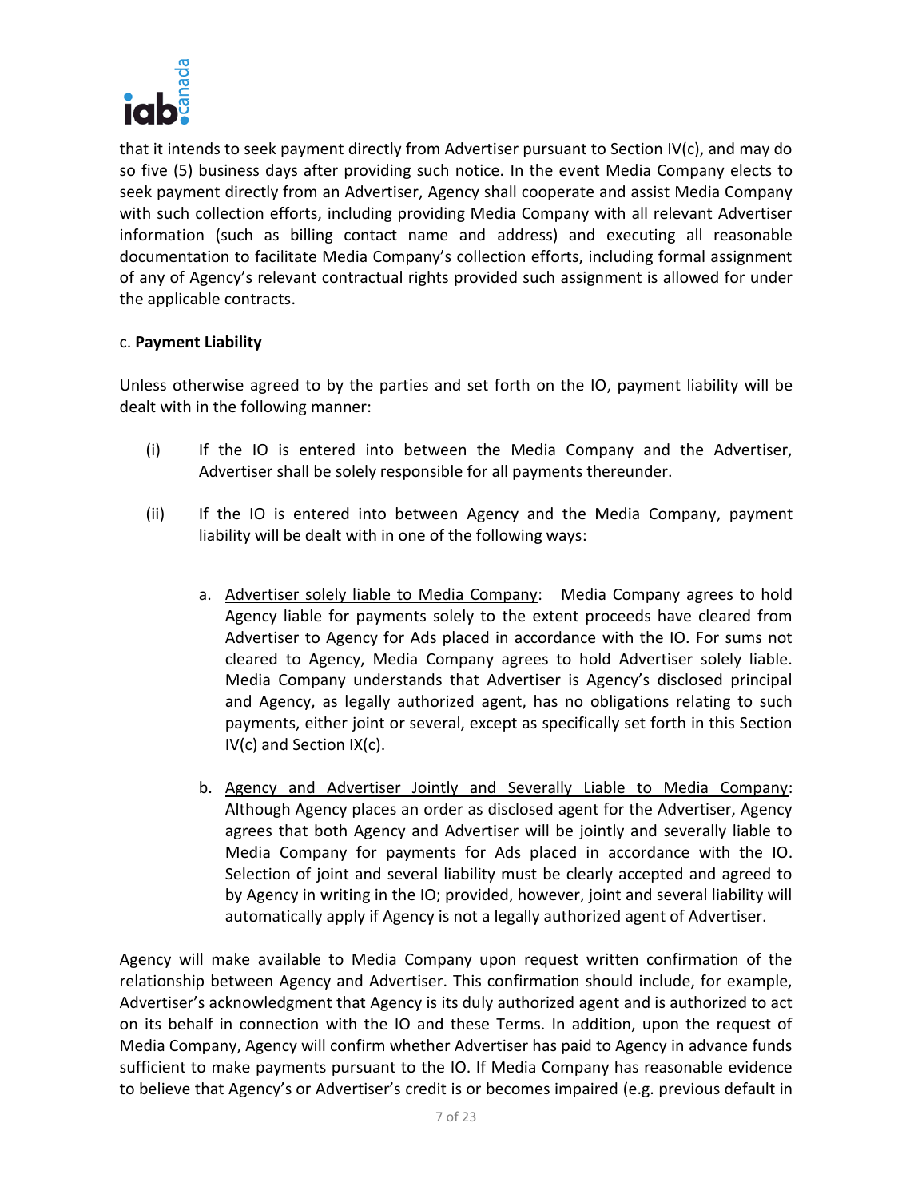that it intends to seek payment directly from Advertiser pursuant to Section IV(c), and may do so five (5) business days after providing such notice. In the event Media Company elects to seek payment directly from an Advertiser, Agency shall cooperate and assist Media Company with such collection efforts, including providing Media Company with all relevant Advertiser information (such as billing contact name and address) and executing all reasonable documentation to facilitate Media Company's collection efforts, including formal assignment of any of Agency's relevant contractual rights provided such assignment is allowed for under the applicable contracts.

c. **Payment Liability**

Unless otherwise agreed to by the parties and set forth on the IO, payment liability will be dealt with in the following manner:

(i) If the IO is entered into between the Media Company and the Advertiser, Advertiser shall be solely responsible for all payments thereunder.

(ii) If the IO is entered into between Agency and the Media Company, payment liability will be dealt with in one of the following ways:

a. Advertiser solely liable to Media Company: Media Company agrees to hold Agency liable for payments solely to the extent proceeds have cleared from Advertiser to Agency for Ads placed in accordance with the IO. For sums not cleared to Agency, Media Company agrees to hold Advertiser solely liable. Media Company understands that Advertiser is Agency's disclosed principal and Agency, as legally authorized agent, has no obligations relating to such payments, either joint or several, except as specifically set forth in this Section IV(c) and Section IX(c).

b. Agency and Advertiser Jointly and Severally Liable to Media Company: Although Agency places an order as disclosed agent for the Advertiser, Agency agrees that both Agency and Advertiser will be jointly and severally liable to Media Company for payments for Ads placed in accordance with the IO. Selection of joint and several liability must be clearly accepted and agreed to by Agency in writing in the IO; provided, however, joint and several liability will automatically apply if Agency is not a legally authorized agent of Advertiser.

Agency will make available to Media Company upon request written confirmation of the relationship between Agency and Advertiser. This confirmation should include, for example, Advertiser's acknowledgment that Agency is its duly authorized agent and is authorized to act on its behalf in connection with the IO and these Terms. In addition, upon the request of Media Company, Agency will confirm whether Advertiser has paid to Agency in advance funds sufficient to make payments pursuant to the IO. If Media Company has reasonable evidence to believe that Agency's or Advertiser's credit is or becomes impaired (e.g. previous default in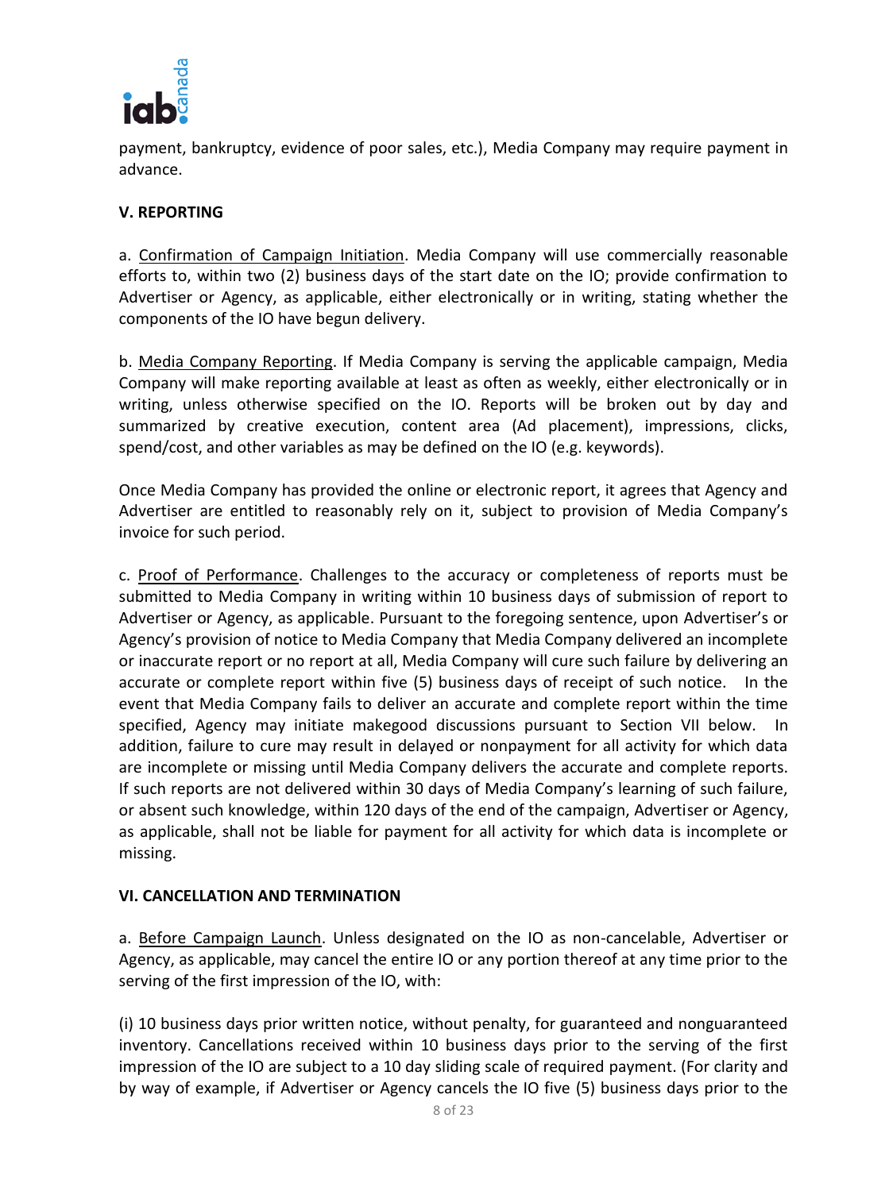payment, bankruptcy, evidence of poor sales, etc.), Media Company may require payment in advance.

## V. REPORTING

a. Confirmation of Campaign Initiation. Media Company will use commercially reasonable efforts to, within two (2) business days of the start date on the IO; provide confirmation to Advertiser or Agency, as applicable, either electronically or in writing, stating whether the components of the IO have begun delivery.

b. Media Company Reporting. If Media Company is serving the applicable campaign, Media Company will make reporting available at least as often as weekly, either electronically or in writing, unless otherwise specified on the IO. Reports will be broken out by day and summarized by creative execution, content area (Ad placement), impressions, clicks, spend/cost, and other variables as may be defined on the IO (e.g. keywords).

Once Media Company has provided the online or electronic report, it agrees that Agency and Advertiser are entitled to reasonably rely on it, subject to provision of Media Company's invoice for such period.

c. Proof of Performance. Challenges to the accuracy or completeness of reports must be submitted to Media Company in writing within 10 business days of submission of report to Advertiser or Agency, as applicable. Pursuant to the foregoing sentence, upon Advertiser's or Agency's provision of notice to Media Company that Media Company delivered an incomplete or inaccurate report or no report at all, Media Company will cure such failure by delivering an accurate or complete report within five (5) business days of receipt of such notice. In the event that Media Company fails to deliver an accurate and complete report within the time specified, Agency may initiate makegood discussions pursuant to Section VII below. In addition, failure to cure may result in delayed or nonpayment for all activity for which data are incomplete or missing until Media Company delivers the accurate and complete reports. If such reports are not delivered within 30 days of Media Company's learning of such failure, or absent such knowledge, within 120 days of the end of the campaign, Advertiser or Agency, as applicable, shall not be liable for payment for all activity for which data is incomplete or missing.

## VI. CANCELLATION AND TERMINATION

a. Before Campaign Launch. Unless designated on the IO as non-cancelable, Advertiser or Agency, as applicable, may cancel the entire IO or any portion thereof at any time prior to the serving of the first impression of the IO, with:

(i) 10 business days prior written notice, without penalty, for guaranteed and nonguaranteed inventory. Cancellations received within 10 business days prior to the serving of the first impression of the IO are subject to a 10 day sliding scale of required payment. (For clarity and by way of example, if Advertiser or Agency cancels the IO five (5) business days prior to the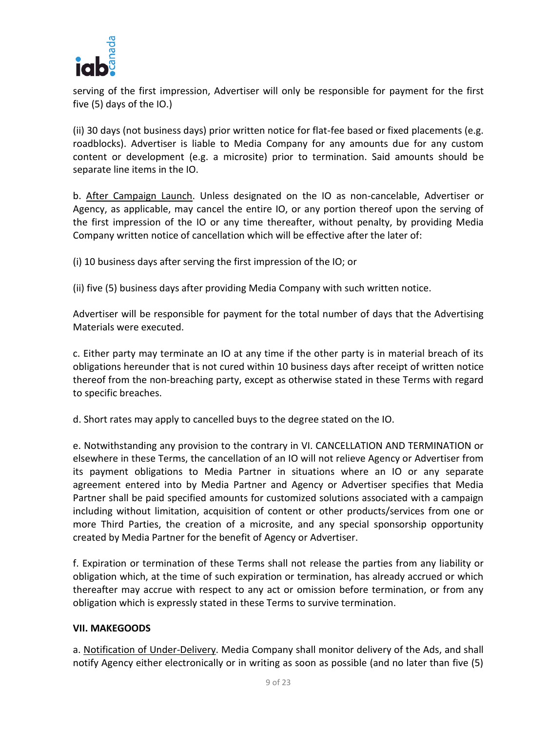serving of the first impression, Advertiser will only be responsible for payment for the first five (5) days of the IO.)

(ii) 30 days (not business days) prior written notice for flat-fee based or fixed placements (e.g. roadblocks). Advertiser is liable to Media Company for any amounts due for any custom content or development (e.g. a microsite) prior to termination. Said amounts should be separate line items in the IO.

b. <u>After Campaign Launch</u>. Unless designated on the IO as non-cancelable, Advertiser or Agency, as applicable, may cancel the entire IO, or any portion thereof upon the serving of the first impression of the IO or any time thereafter, without penalty, by providing Media Company written notice of cancellation which will be effective after the later of:

(i) 10 business days after serving the first impression of the IO; or

(ii) five (5) business days after providing Media Company with such written notice.

Advertiser will be responsible for payment for the total number of days that the Advertising Materials were executed.

c. Either party may terminate an IO at any time if the other party is in material breach of its obligations hereunder that is not cured within 10 business days after receipt of written notice thereof from the non-breaching party, except as otherwise stated in these Terms with regard to specific breaches.

d. Short rates may apply to cancelled buys to the degree stated on the IO.

e. Notwithstanding any provision to the contrary in VI. CANCELLATION AND TERMINATION or elsewhere in these Terms, the cancellation of an IO will not relieve Agency or Advertiser from its payment obligations to Media Partner in situations where an IO or any separate agreement entered into by Media Partner and Agency or Advertiser specifies that Media Partner shall be paid specified amounts for customized solutions associated with a campaign including without limitation, acquisition of content or other products/services from one or more Third Parties, the creation of a microsite, and any special sponsorship opportunity created by Media Partner for the benefit of Agency or Advertiser.

f. Expiration or termination of these Terms shall not release the parties from any liability or obligation which, at the time of such expiration or termination, has already accrued or which thereafter may accrue with respect to any act or omission before termination, or from any obligation which is expressly stated in these Terms to survive termination.

### VII. MAKEGOODS

a. <u>Notification of Under-Delivery</u>. Media Company shall monitor delivery of the Ads, and shall notify Agency either electronically or in writing as soon as possible (and no later than five (5)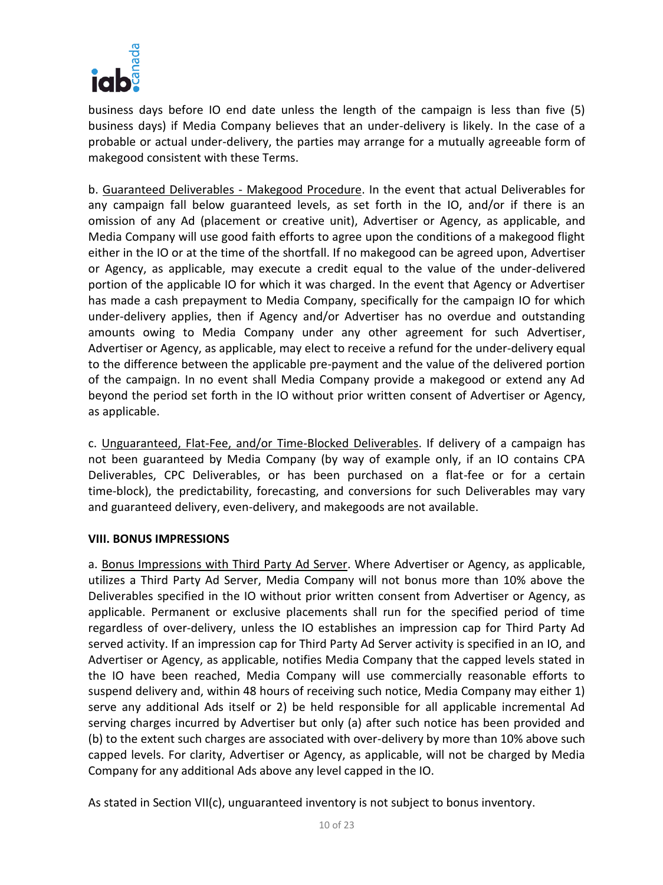business days before IO end date unless the length of the campaign is less than five (5) business days) if Media Company believes that an under-delivery is likely. In the case of a probable or actual under-delivery, the parties may arrange for a mutually agreeable form of makegood consistent with these Terms.

b. Guaranteed Deliverables - Makegood Procedure. In the event that actual Deliverables for any campaign fall below guaranteed levels, as set forth in the IO, and/or if there is an omission of any Ad (placement or creative unit), Advertiser or Agency, as applicable, and Media Company will use good faith efforts to agree upon the conditions of a makegood flight either in the IO or at the time of the shortfall. If no makegood can be agreed upon, Advertiser or Agency, as applicable, may execute a credit equal to the value of the under-delivered portion of the applicable IO for which it was charged. In the event that Agency or Advertiser has made a cash prepayment to Media Company, specifically for the campaign IO for which under-delivery applies, then if Agency and/or Advertiser has no overdue and outstanding amounts owing to Media Company under any other agreement for such Advertiser, Advertiser or Agency, as applicable, may elect to receive a refund for the under-delivery equal to the difference between the applicable pre-payment and the value of the delivered portion of the campaign. In no event shall Media Company provide a makegood or extend any Ad beyond the period set forth in the IO without prior written consent of Advertiser or Agency, as applicable.

c. Unguaranteed, Flat-Fee, and/or Time-Blocked Deliverables. If delivery of a campaign has not been guaranteed by Media Company (by way of example only, if an IO contains CPA Deliverables, CPC Deliverables, or has been purchased on a flat-fee or for a certain time-block), the predictability, forecasting, and conversions for such Deliverables may vary and guaranteed delivery, even-delivery, and makegoods are not available.

**VIII. BONUS IMPRESSIONS**

a. Bonus Impressions with Third Party Ad Server. Where Advertiser or Agency, as applicable, utilizes a Third Party Ad Server, Media Company will not bonus more than 10% above the Deliverables specified in the IO without prior written consent from Advertiser or Agency, as applicable. Permanent or exclusive placements shall run for the specified period of time regardless of over-delivery, unless the IO establishes an impression cap for Third Party Ad served activity. If an impression cap for Third Party Ad Server activity is specified in an IO, and Advertiser or Agency, as applicable, notifies Media Company that the capped levels stated in the IO have been reached, Media Company will use commercially reasonable efforts to suspend delivery and, within 48 hours of receiving such notice, Media Company may either 1) serve any additional Ads itself or 2) be held responsible for all applicable incremental Ad serving charges incurred by Advertiser but only (a) after such notice has been provided and (b) to the extent such charges are associated with over-delivery by more than 10% above such capped levels. For clarity, Advertiser or Agency, as applicable, will not be charged by Media Company for any additional Ads above any level capped in the IO.

As stated in Section VII(c), unguaranteed inventory is not subject to bonus inventory.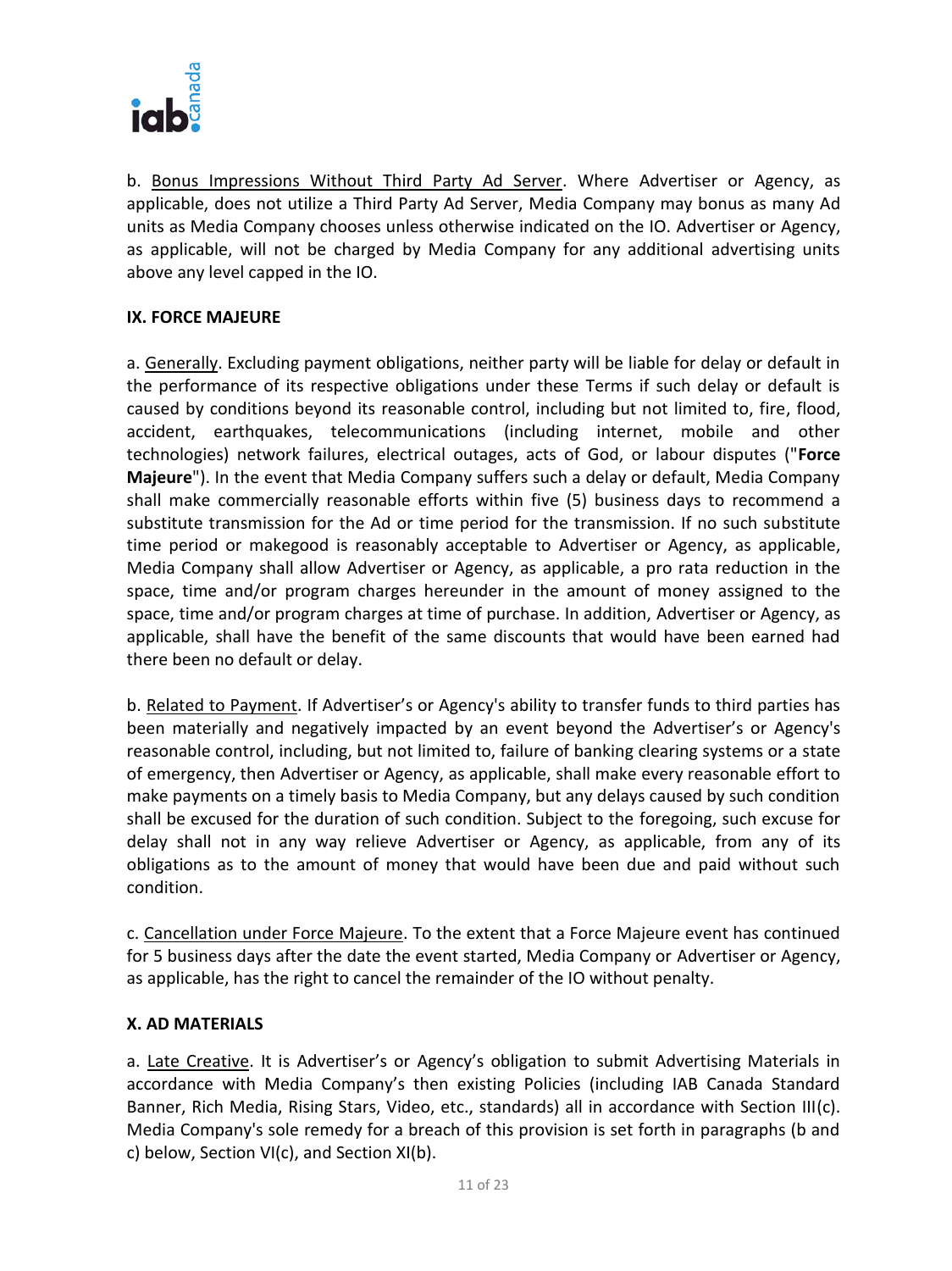b. Bonus Impressions Without Third Party Ad Server. Where Advertiser or Agency, as applicable, does not utilize a Third Party Ad Server, Media Company may bonus as many Ad units as Media Company chooses unless otherwise indicated on the IO. Advertiser or Agency, as applicable, will not be charged by Media Company for any additional advertising units above any level capped in the IO.

## IX. FORCE MAJEURE

a. Generally. Excluding payment obligations, neither party will be liable for delay or default in the performance of its respective obligations under these Terms if such delay or default is caused by conditions beyond its reasonable control, including but not limited to, fire, flood, accident, earthquakes, telecommunications (including internet, mobile and other technologies) network failures, electrical outages, acts of God, or labour disputes ("**Force Majeure**"). In the event that Media Company suffers such a delay or default, Media Company shall make commercially reasonable efforts within five (5) business days to recommend a substitute transmission for the Ad or time period for the transmission. If no such substitute time period or makegood is reasonably acceptable to Advertiser or Agency, as applicable, Media Company shall allow Advertiser or Agency, as applicable, a pro rata reduction in the space, time and/or program charges hereunder in the amount of money assigned to the space, time and/or program charges at time of purchase. In addition, Advertiser or Agency, as applicable, shall have the benefit of the same discounts that would have been earned had there been no default or delay.

b. Related to Payment. If Advertiser's or Agency's ability to transfer funds to third parties has been materially and negatively impacted by an event beyond the Advertiser's or Agency's reasonable control, including, but not limited to, failure of banking clearing systems or a state of emergency, then Advertiser or Agency, as applicable, shall make every reasonable effort to make payments on a timely basis to Media Company, but any delays caused by such condition shall be excused for the duration of such condition. Subject to the foregoing, such excuse for delay shall not in any way relieve Advertiser or Agency, as applicable, from any of its obligations as to the amount of money that would have been due and paid without such condition.

c. Cancellation under Force Majeure. To the extent that a Force Majeure event has continued for 5 business days after the date the event started, Media Company or Advertiser or Agency, as applicable, has the right to cancel the remainder of the IO without penalty.

## X. AD MATERIALS

a. Late Creative. It is Advertiser's or Agency's obligation to submit Advertising Materials in accordance with Media Company's then existing Policies (including IAB Canada Standard Banner, Rich Media, Rising Stars, Video, etc., standards) all in accordance with Section III(c). Media Company's sole remedy for a breach of this provision is set forth in paragraphs (b and c) below, Section VI(c), and Section XI(b).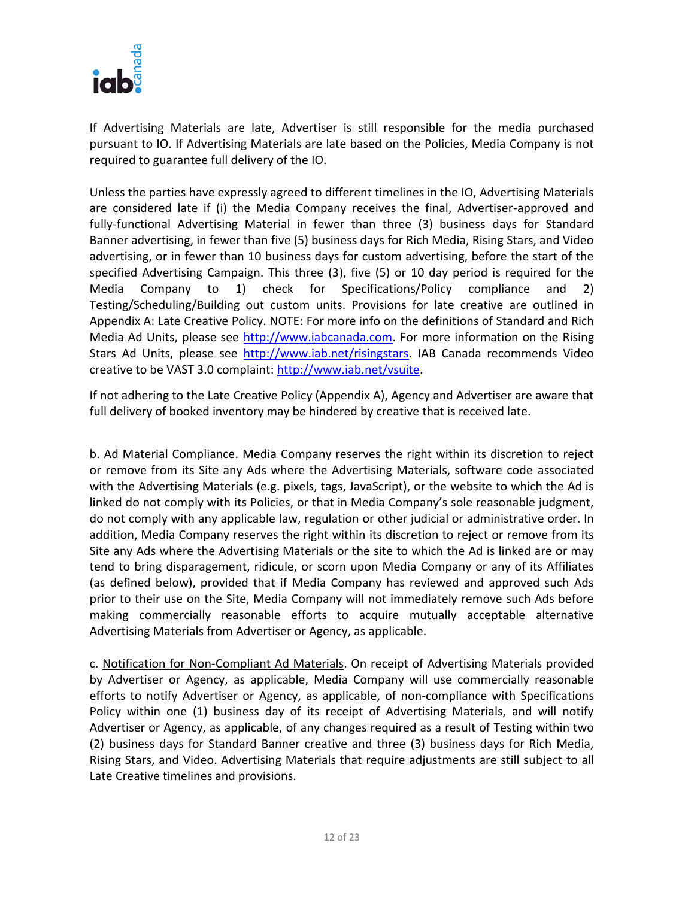If Advertising Materials are late, Advertiser is still responsible for the media purchased pursuant to IO. If Advertising Materials are late based on the Policies, Media Company is not required to guarantee full delivery of the IO.

Unless the parties have expressly agreed to different timelines in the IO, Advertising Materials are considered late if (i) the Media Company receives the final, Advertiser-approved and fully-functional Advertising Material in fewer than three (3) business days for Standard Banner advertising, in fewer than five (5) business days for Rich Media, Rising Stars, and Video advertising, or in fewer than 10 business days for custom advertising, before the start of the specified Advertising Campaign. This three (3), five (5) or 10 day period is required for the Media Company to 1) check for Specifications/Policy compliance and 2) Testing/Scheduling/Building out custom units. Provisions for late creative are outlined in Appendix A: Late Creative Policy. NOTE: For more info on the definitions of Standard and Rich Media Ad Units, please see [http://www.iabcanada.com](http://www.iabcanada.com). For more information on the Rising Stars Ad Units, please see [http://www.iab.net/risingstars](http://www.iab.net/risingstars). IAB Canada recommends Video creative to be VAST 3.0 complaint: [http://www.iab.net/vsuite](http://www.iab.net/vsuite).

If not adhering to the Late Creative Policy (Appendix A), Agency and Advertiser are aware that full delivery of booked inventory may be hindered by creative that is received late.

b. <u>Ad Material Compliance</u>. Media Company reserves the right within its discretion to reject or remove from its Site any Ads where the Advertising Materials, software code associated with the Advertising Materials (e.g. pixels, tags, JavaScript), or the website to which the Ad is linked do not comply with its Policies, or that in Media Company's sole reasonable judgment, do not comply with any applicable law, regulation or other judicial or administrative order. In addition, Media Company reserves the right within its discretion to reject or remove from its Site any Ads where the Advertising Materials or the site to which the Ad is linked are or may tend to bring disparagement, ridicule, or scorn upon Media Company or any of its Affiliates (as defined below), provided that if Media Company has reviewed and approved such Ads prior to their use on the Site, Media Company will not immediately remove such Ads before making commercially reasonable efforts to acquire mutually acceptable alternative Advertising Materials from Advertiser or Agency, as applicable.

c. <u>Notification for Non-Compliant Ad Materials</u>. On receipt of Advertising Materials provided by Advertiser or Agency, as applicable, Media Company will use commercially reasonable efforts to notify Advertiser or Agency, as applicable, of non-compliance with Specifications Policy within one (1) business day of its receipt of Advertising Materials, and will notify Advertiser or Agency, as applicable, of any changes required as a result of Testing within two (2) business days for Standard Banner creative and three (3) business days for Rich Media, Rising Stars, and Video. Advertising Materials that require adjustments are still subject to all Late Creative timelines and provisions.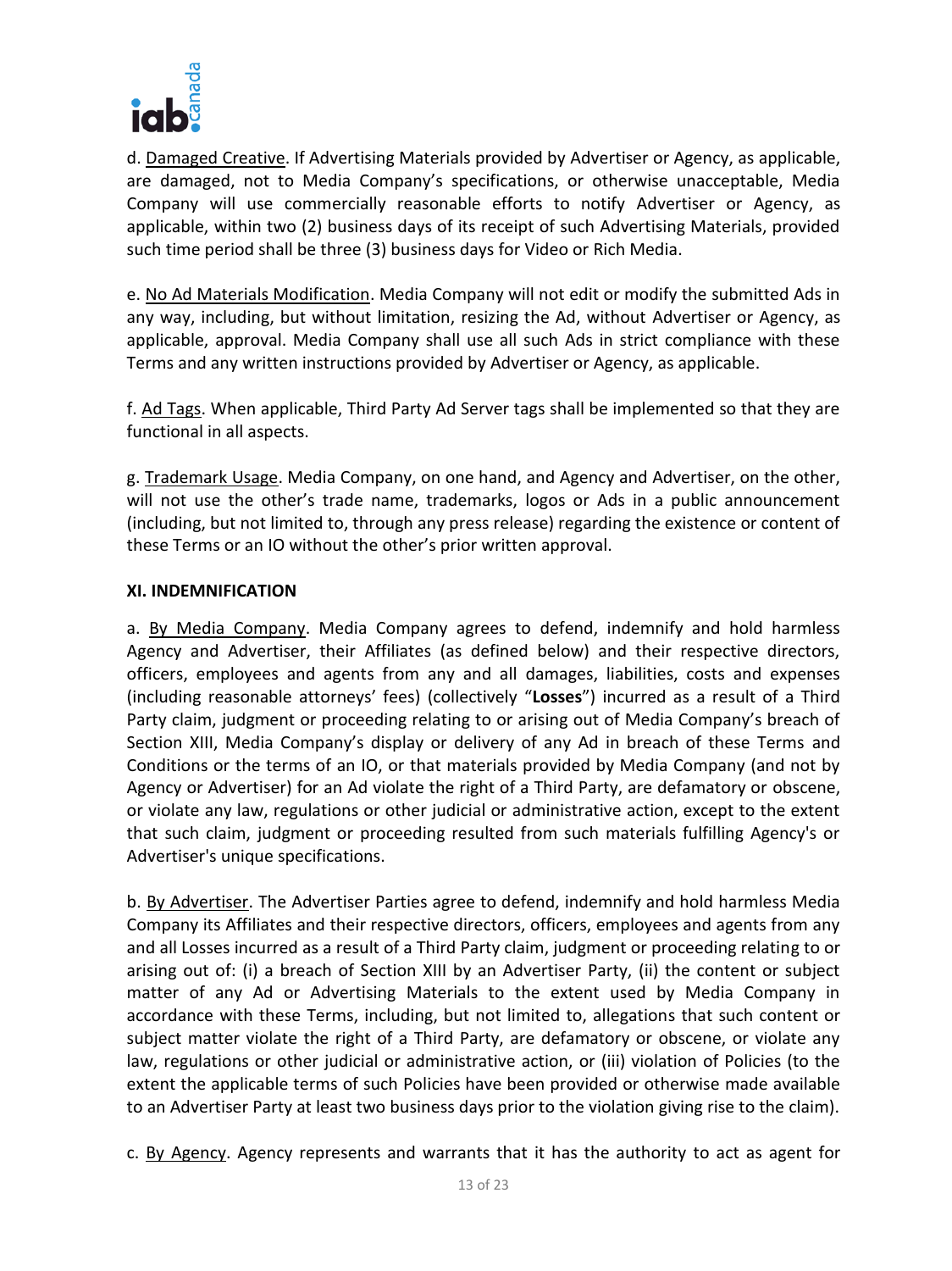d. Damaged Creative. If Advertising Materials provided by Advertiser or Agency, as applicable, are damaged, not to Media Company's specifications, or otherwise unacceptable, Media Company will use commercially reasonable efforts to notify Advertiser or Agency, as applicable, within two (2) business days of its receipt of such Advertising Materials, provided such time period shall be three (3) business days for Video or Rich Media.

e. No Ad Materials Modification. Media Company will not edit or modify the submitted Ads in any way, including, but without limitation, resizing the Ad, without Advertiser or Agency, as applicable, approval. Media Company shall use all such Ads in strict compliance with these Terms and any written instructions provided by Advertiser or Agency, as applicable.

f. Ad Tags. When applicable, Third Party Ad Server tags shall be implemented so that they are functional in all aspects.

g. Trademark Usage. Media Company, on one hand, and Agency and Advertiser, on the other, will not use the other's trade name, trademarks, logos or Ads in a public announcement (including, but not limited to, through any press release) regarding the existence or content of these Terms or an IO without the other's prior written approval.

## XI. INDEMNIFICATION

a. By Media Company. Media Company agrees to defend, indemnify and hold harmless Agency and Advertiser, their Affiliates (as defined below) and their respective directors, officers, employees and agents from any and all damages, liabilities, costs and expenses (including reasonable attorneys' fees) (collectively "**Losses**") incurred as a result of a Third Party claim, judgment or proceeding relating to or arising out of Media Company's breach of Section XIII, Media Company's display or delivery of any Ad in breach of these Terms and Conditions or the terms of an IO, or that materials provided by Media Company (and not by Agency or Advertiser) for an Ad violate the right of a Third Party, are defamatory or obscene, or violate any law, regulations or other judicial or administrative action, except to the extent that such claim, judgment or proceeding resulted from such materials fulfilling Agency's or Advertiser's unique specifications.

b. By Advertiser. The Advertiser Parties agree to defend, indemnify and hold harmless Media Company its Affiliates and their respective directors, officers, employees and agents from any and all Losses incurred as a result of a Third Party claim, judgment or proceeding relating to or arising out of: (i) a breach of Section XIII by an Advertiser Party, (ii) the content or subject matter of any Ad or Advertising Materials to the extent used by Media Company in accordance with these Terms, including, but not limited to, allegations that such content or subject matter violate the right of a Third Party, are defamatory or obscene, or violate any law, regulations or other judicial or administrative action, or (iii) violation of Policies (to the extent the applicable terms of such Policies have been provided or otherwise made available to an Advertiser Party at least two business days prior to the violation giving rise to the claim).

c. By Agency. Agency represents and warrants that it has the authority to act as agent for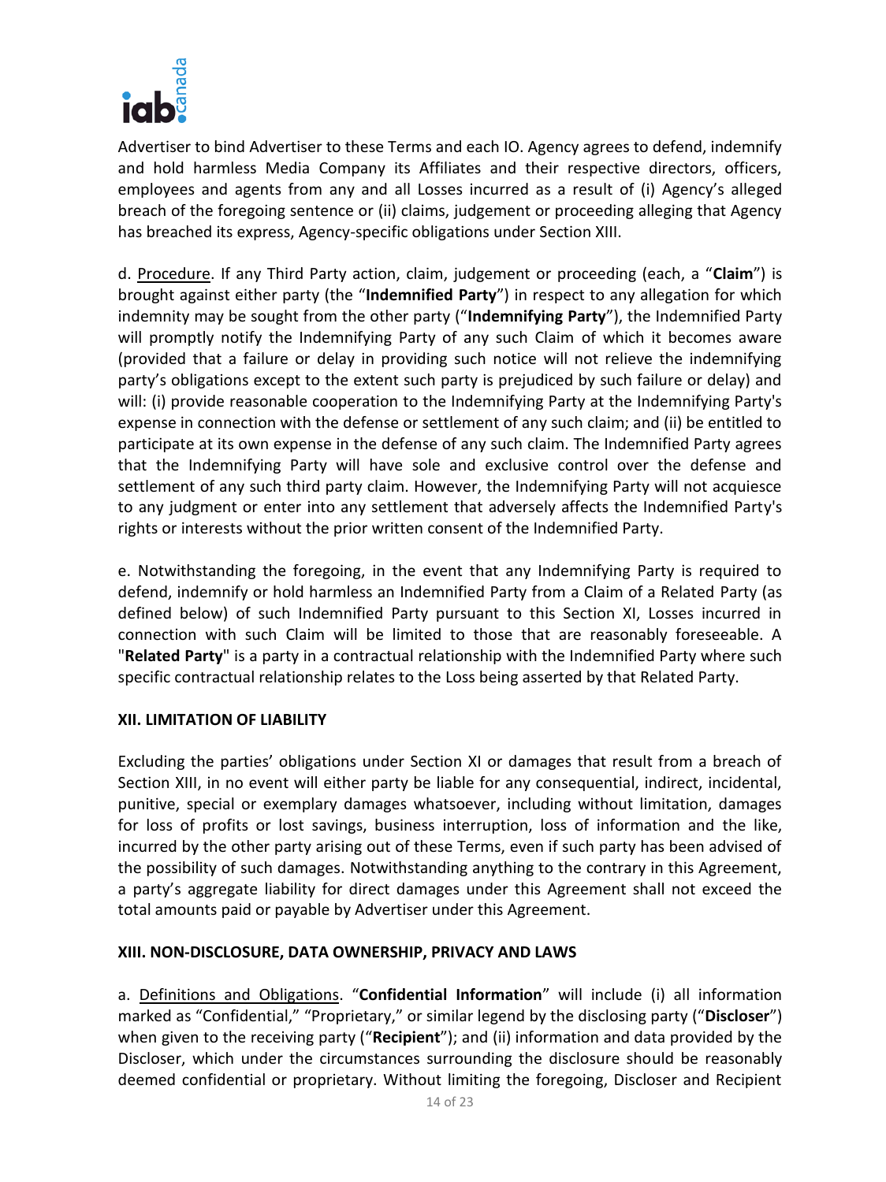Advertiser to bind Advertiser to these Terms and each IO. Agency agrees to defend, indemnify and hold harmless Media Company its Affiliates and their respective directors, officers, employees and agents from any and all Losses incurred as a result of (i) Agency's alleged breach of the foregoing sentence or (ii) claims, judgement or proceeding alleging that Agency has breached its express, Agency-specific obligations under Section XIII.

d. Procedure. If any Third Party action, claim, judgement or proceeding (each, a "**Claim**") is brought against either party (the "**Indemnified Party**") in respect to any allegation for which indemnity may be sought from the other party ("**Indemnifying Party**"), the Indemnified Party will promptly notify the Indemnifying Party of any such Claim of which it becomes aware (provided that a failure or delay in providing such notice will not relieve the indemnifying party's obligations except to the extent such party is prejudiced by such failure or delay) and will: (i) provide reasonable cooperation to the Indemnifying Party at the Indemnifying Party's expense in connection with the defense or settlement of any such claim; and (ii) be entitled to participate at its own expense in the defense of any such claim. The Indemnified Party agrees that the Indemnifying Party will have sole and exclusive control over the defense and settlement of any such third party claim. However, the Indemnifying Party will not acquiesce to any judgment or enter into any settlement that adversely affects the Indemnified Party's rights or interests without the prior written consent of the Indemnified Party.

e. Notwithstanding the foregoing, in the event that any Indemnifying Party is required to defend, indemnify or hold harmless an Indemnified Party from a Claim of a Related Party (as defined below) of such Indemnified Party pursuant to this Section XI, Losses incurred in connection with such Claim will be limited to those that are reasonably foreseeable. A "**Related Party**" is a party in a contractual relationship with the Indemnified Party where such specific contractual relationship relates to the Loss being asserted by that Related Party.

## XII. LIMITATION OF LIABILITY

Excluding the parties' obligations under Section XI or damages that result from a breach of Section XIII, in no event will either party be liable for any consequential, indirect, incidental, punitive, special or exemplary damages whatsoever, including without limitation, damages for loss of profits or lost savings, business interruption, loss of information and the like, incurred by the other party arising out of these Terms, even if such party has been advised of the possibility of such damages. Notwithstanding anything to the contrary in this Agreement, a party's aggregate liability for direct damages under this Agreement shall not exceed the total amounts paid or payable by Advertiser under this Agreement.

## XIII. NON-DISCLOSURE, DATA OWNERSHIP, PRIVACY AND LAWS

a. Definitions and Obligations. "**Confidential Information**" will include (i) all information marked as "Confidential," "Proprietary," or similar legend by the disclosing party ("**Discloser**") when given to the receiving party ("**Recipient**"); and (ii) information and data provided by the Discloser, which under the circumstances surrounding the disclosure should be reasonably deemed confidential or proprietary. Without limiting the foregoing, Discloser and Recipient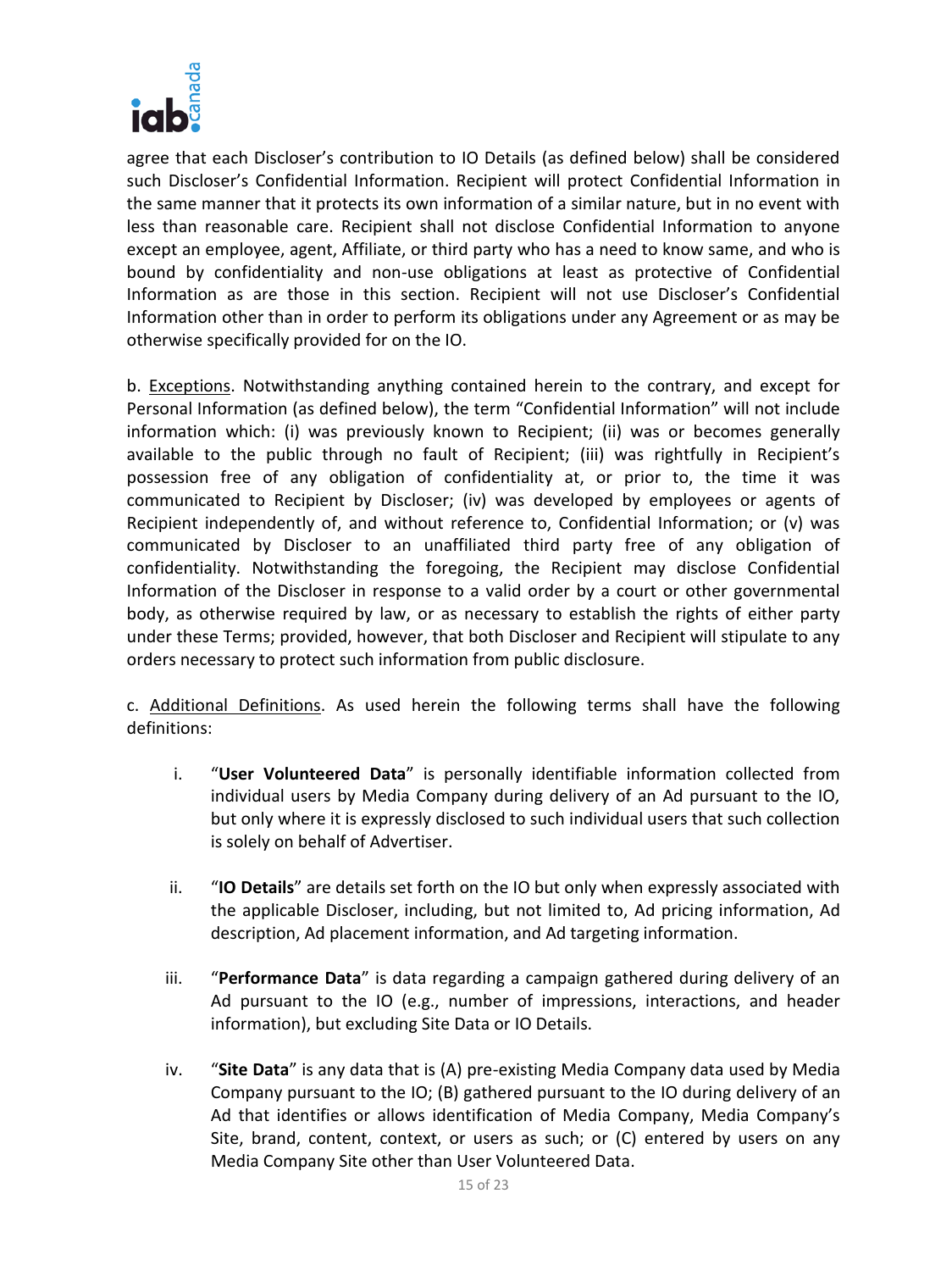agree that each Discloser's contribution to IO Details (as defined below) shall be considered such Discloser's Confidential Information. Recipient will protect Confidential Information in the same manner that it protects its own information of a similar nature, but in no event with less than reasonable care. Recipient shall not disclose Confidential Information to anyone except an employee, agent, Affiliate, or third party who has a need to know same, and who is bound by confidentiality and non-use obligations at least as protective of Confidential Information as are those in this section. Recipient will not use Discloser's Confidential Information other than in order to perform its obligations under any Agreement or as may be otherwise specifically provided for on the IO.

b. Exceptions. Notwithstanding anything contained herein to the contrary, and except for Personal Information (as defined below), the term "Confidential Information" will not include information which: (i) was previously known to Recipient; (ii) was or becomes generally available to the public through no fault of Recipient; (iii) was rightfully in Recipient's possession free of any obligation of confidentiality at, or prior to, the time it was communicated to Recipient by Discloser; (iv) was developed by employees or agents of Recipient independently of, and without reference to, Confidential Information; or (v) was communicated by Discloser to an unaffiliated third party free of any obligation of confidentiality. Notwithstanding the foregoing, the Recipient may disclose Confidential Information of the Discloser in response to a valid order by a court or other governmental body, as otherwise required by law, or as necessary to establish the rights of either party under these Terms; provided, however, that both Discloser and Recipient will stipulate to any orders necessary to protect such information from public disclosure.

c. Additional Definitions. As used herein the following terms shall have the following definitions:

i. "**User Volunteered Data**" is personally identifiable information collected from individual users by Media Company during delivery of an Ad pursuant to the IO, but only where it is expressly disclosed to such individual users that such collection is solely on behalf of Advertiser.

ii. "**IO Details**" are details set forth on the IO but only when expressly associated with the applicable Discloser, including, but not limited to, Ad pricing information, Ad description, Ad placement information, and Ad targeting information.

iii. "**Performance Data**" is data regarding a campaign gathered during delivery of an Ad pursuant to the IO (e.g., number of impressions, interactions, and header information), but excluding Site Data or IO Details.

iv. "**Site Data**" is any data that is (A) pre-existing Media Company data used by Media Company pursuant to the IO; (B) gathered pursuant to the IO during delivery of an Ad that identifies or allows identification of Media Company, Media Company's Site, brand, content, context, or users as such; or (C) entered by users on any Media Company Site other than User Volunteered Data.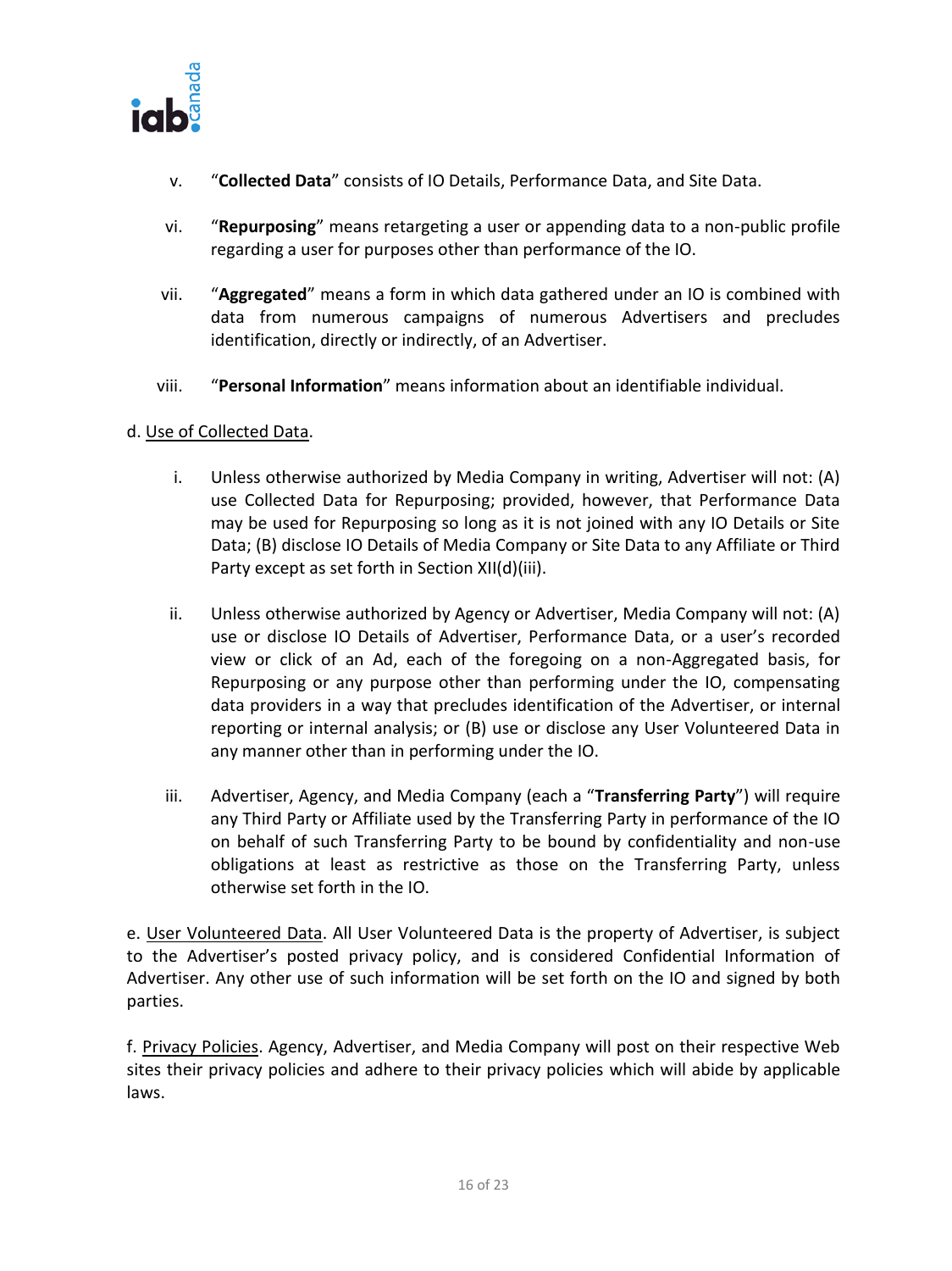v. "**Collected Data**" consists of IO Details, Performance Data, and Site Data.

vi. "**Repurposing**" means retargeting a user or appending data to a non-public profile regarding a user for purposes other than performance of the IO.

vii. "**Aggregated**" means a form in which data gathered under an IO is combined with data from numerous campaigns of numerous Advertisers and precludes identification, directly or indirectly, of an Advertiser.

viii. "**Personal Information**" means information about an identifiable individual.

d. Use of Collected Data.

i. Unless otherwise authorized by Media Company in writing, Advertiser will not: (A) use Collected Data for Repurposing; provided, however, that Performance Data may be used for Repurposing so long as it is not joined with any IO Details or Site Data; (B) disclose IO Details of Media Company or Site Data to any Affiliate or Third Party except as set forth in Section XII(d)(iii).

ii. Unless otherwise authorized by Agency or Advertiser, Media Company will not: (A) use or disclose IO Details of Advertiser, Performance Data, or a user's recorded view or click of an Ad, each of the foregoing on a non-Aggregated basis, for Repurposing or any purpose other than performing under the IO, compensating data providers in a way that precludes identification of the Advertiser, or internal reporting or internal analysis; or (B) use or disclose any User Volunteered Data in any manner other than in performing under the IO.

iii. Advertiser, Agency, and Media Company (each a "**Transferring Party**") will require any Third Party or Affiliate used by the Transferring Party in performance of the IO on behalf of such Transferring Party to be bound by confidentiality and non-use obligations at least as restrictive as those on the Transferring Party, unless otherwise set forth in the IO.

e. User Volunteered Data. All User Volunteered Data is the property of Advertiser, is subject to the Advertiser's posted privacy policy, and is considered Confidential Information of Advertiser. Any other use of such information will be set forth on the IO and signed by both parties.

f. Privacy Policies. Agency, Advertiser, and Media Company will post on their respective Web sites their privacy policies and adhere to their privacy policies which will abide by applicable laws.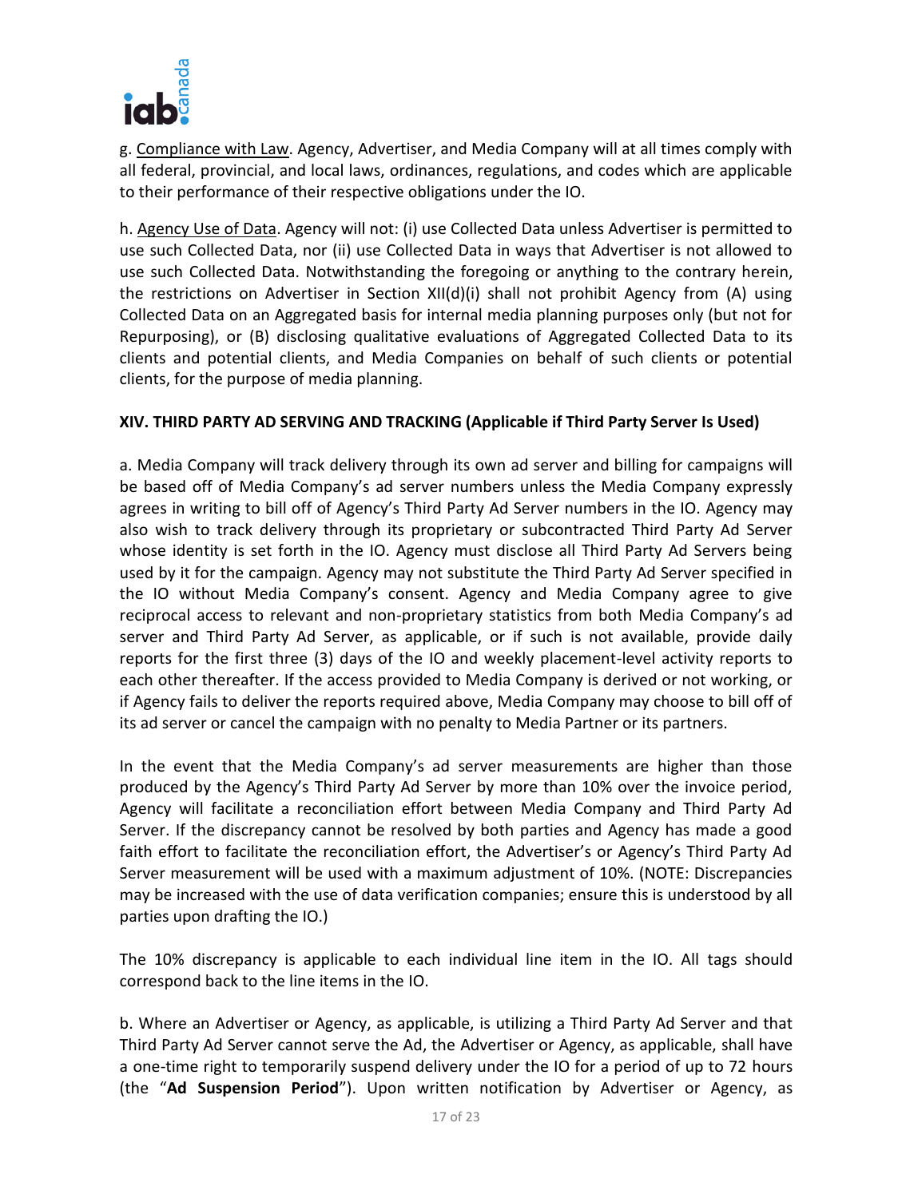g. Compliance with Law. Agency, Advertiser, and Media Company will at all times comply with all federal, provincial, and local laws, ordinances, regulations, and codes which are applicable to their performance of their respective obligations under the IO.

h. Agency Use of Data. Agency will not: (i) use Collected Data unless Advertiser is permitted to use such Collected Data, nor (ii) use Collected Data in ways that Advertiser is not allowed to use such Collected Data. Notwithstanding the foregoing or anything to the contrary herein, the restrictions on Advertiser in Section XII(d)(i) shall not prohibit Agency from (A) using Collected Data on an Aggregated basis for internal media planning purposes only (but not for Repurposing), or (B) disclosing qualitative evaluations of Aggregated Collected Data to its clients and potential clients, and Media Companies on behalf of such clients or potential clients, for the purpose of media planning.

### XIV. THIRD PARTY AD SERVING AND TRACKING (Applicable if Third Party Server Is Used)

a. Media Company will track delivery through its own ad server and billing for campaigns will be based off of Media Company's ad server numbers unless the Media Company expressly agrees in writing to bill off of Agency's Third Party Ad Server numbers in the IO. Agency may also wish to track delivery through its proprietary or subcontracted Third Party Ad Server whose identity is set forth in the IO. Agency must disclose all Third Party Ad Servers being used by it for the campaign. Agency may not substitute the Third Party Ad Server specified in the IO without Media Company's consent. Agency and Media Company agree to give reciprocal access to relevant and non-proprietary statistics from both Media Company's ad server and Third Party Ad Server, as applicable, or if such is not available, provide daily reports for the first three (3) days of the IO and weekly placement-level activity reports to each other thereafter. If the access provided to Media Company is derived or not working, or if Agency fails to deliver the reports required above, Media Company may choose to bill off of its ad server or cancel the campaign with no penalty to Media Partner or its partners.

In the event that the Media Company's ad server measurements are higher than those produced by the Agency's Third Party Ad Server by more than 10% over the invoice period, Agency will facilitate a reconciliation effort between Media Company and Third Party Ad Server. If the discrepancy cannot be resolved by both parties and Agency has made a good faith effort to facilitate the reconciliation effort, the Advertiser's or Agency's Third Party Ad Server measurement will be used with a maximum adjustment of 10%. (NOTE: Discrepancies may be increased with the use of data verification companies; ensure this is understood by all parties upon drafting the IO.)

The 10% discrepancy is applicable to each individual line item in the IO. All tags should correspond back to the line items in the IO.

b. Where an Advertiser or Agency, as applicable, is utilizing a Third Party Ad Server and that Third Party Ad Server cannot serve the Ad, the Advertiser or Agency, as applicable, shall have a one-time right to temporarily suspend delivery under the IO for a period of up to 72 hours (the "**Ad Suspension Period**"). Upon written notification by Advertiser or Agency, as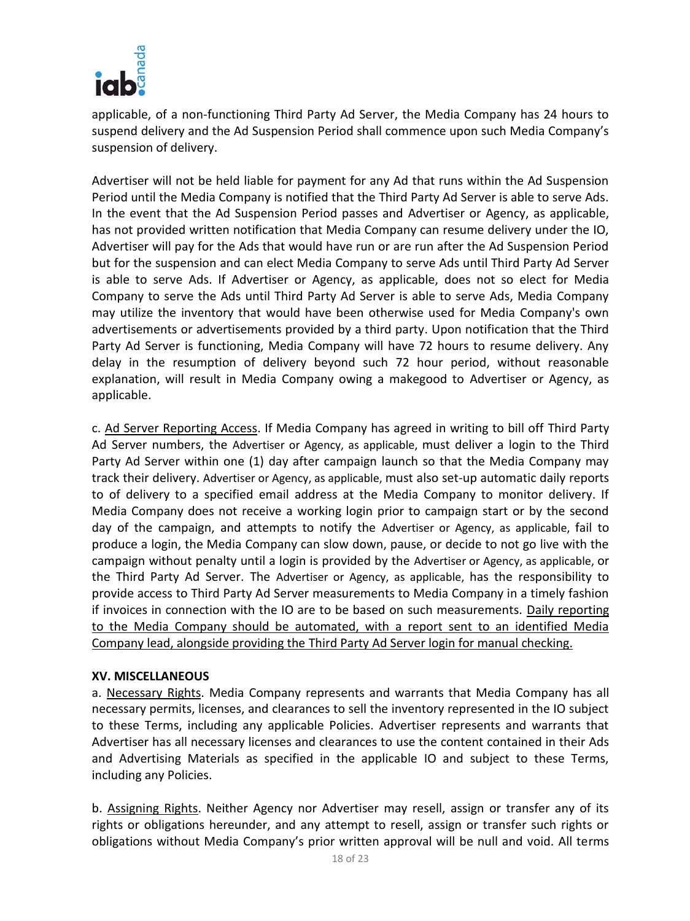applicable, of a non-functioning Third Party Ad Server, the Media Company has 24 hours to suspend delivery and the Ad Suspension Period shall commence upon such Media Company's suspension of delivery.

Advertiser will not be held liable for payment for any Ad that runs within the Ad Suspension Period until the Media Company is notified that the Third Party Ad Server is able to serve Ads. In the event that the Ad Suspension Period passes and Advertiser or Agency, as applicable, has not provided written notification that Media Company can resume delivery under the IO, Advertiser will pay for the Ads that would have run or are run after the Ad Suspension Period but for the suspension and can elect Media Company to serve Ads until Third Party Ad Server is able to serve Ads. If Advertiser or Agency, as applicable, does not so elect for Media Company to serve the Ads until Third Party Ad Server is able to serve Ads, Media Company may utilize the inventory that would have been otherwise used for Media Company's own advertisements or advertisements provided by a third party. Upon notification that the Third Party Ad Server is functioning, Media Company will have 72 hours to resume delivery. Any delay in the resumption of delivery beyond such 72 hour period, without reasonable explanation, will result in Media Company owing a makegood to Advertiser or Agency, as applicable.

c. <u>Ad Server Reporting Access</u>. If Media Company has agreed in writing to bill off Third Party Ad Server numbers, the Advertiser or Agency, as applicable, must deliver a login to the Third Party Ad Server within one (1) day after campaign launch so that the Media Company may track their delivery. Advertiser or Agency, as applicable, must also set-up automatic daily reports to of delivery to a specified email address at the Media Company to monitor delivery. If Media Company does not receive a working login prior to campaign start or by the second day of the campaign, and attempts to notify the Advertiser or Agency, as applicable, fail to produce a login, the Media Company can slow down, pause, or decide to not go live with the campaign without penalty until a login is provided by the Advertiser or Agency, as applicable, or the Third Party Ad Server. The Advertiser or Agency, as applicable, has the responsibility to provide access to Third Party Ad Server measurements to Media Company in a timely fashion if invoices in connection with the IO are to be based on such measurements. <u>Daily reporting to the Media Company should be automated, with a report sent to an identified Media Company lead, alongside providing the Third Party Ad Server login for manual checking.</u>

**XV. MISCELLANEOUS**

a. <u>Necessary Rights</u>. Media Company represents and warrants that Media Company has all necessary permits, licenses, and clearances to sell the inventory represented in the IO subject to these Terms, including any applicable Policies. Advertiser represents and warrants that Advertiser has all necessary licenses and clearances to use the content contained in their Ads and Advertising Materials as specified in the applicable IO and subject to these Terms, including any Policies.

b. <u>Assigning Rights</u>. Neither Agency nor Advertiser may resell, assign or transfer any of its rights or obligations hereunder, and any attempt to resell, assign or transfer such rights or obligations without Media Company's prior written approval will be null and void. All terms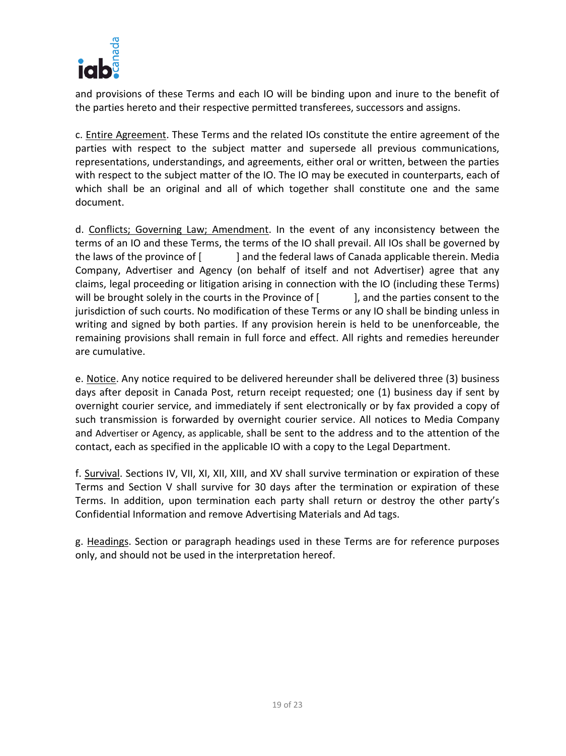and provisions of these Terms and each IO will be binding upon and inure to the benefit of the parties hereto and their respective permitted transferees, successors and assigns.

c. Entire Agreement. These Terms and the related IOs constitute the entire agreement of the parties with respect to the subject matter and supersede all previous communications, representations, understandings, and agreements, either oral or written, between the parties with respect to the subject matter of the IO. The IO may be executed in counterparts, each of which shall be an original and all of which together shall constitute one and the same document.

d. Conflicts; Governing Law; Amendment. In the event of any inconsistency between the terms of an IO and these Terms, the terms of the IO shall prevail. All IOs shall be governed by the laws of the province of [          ] and the federal laws of Canada applicable therein. Media Company, Advertiser and Agency (on behalf of itself and not Advertiser) agree that any claims, legal proceeding or litigation arising in connection with the IO (including these Terms) will be brought solely in the courts in the Province of [          ], and the parties consent to the jurisdiction of such courts. No modification of these Terms or any IO shall be binding unless in writing and signed by both parties. If any provision herein is held to be unenforceable, the remaining provisions shall remain in full force and effect. All rights and remedies hereunder are cumulative.

e. Notice. Any notice required to be delivered hereunder shall be delivered three (3) business days after deposit in Canada Post, return receipt requested; one (1) business day if sent by overnight courier service, and immediately if sent electronically or by fax provided a copy of such transmission is forwarded by overnight courier service. All notices to Media Company and Advertiser or Agency, as applicable, shall be sent to the address and to the attention of the contact, each as specified in the applicable IO with a copy to the Legal Department.

f. Survival. Sections IV, VII, XI, XII, XIII, and XV shall survive termination or expiration of these Terms and Section V shall survive for 30 days after the termination or expiration of these Terms. In addition, upon termination each party shall return or destroy the other party's Confidential Information and remove Advertising Materials and Ad tags.

g. Headings. Section or paragraph headings used in these Terms are for reference purposes only, and should not be used in the interpretation hereof.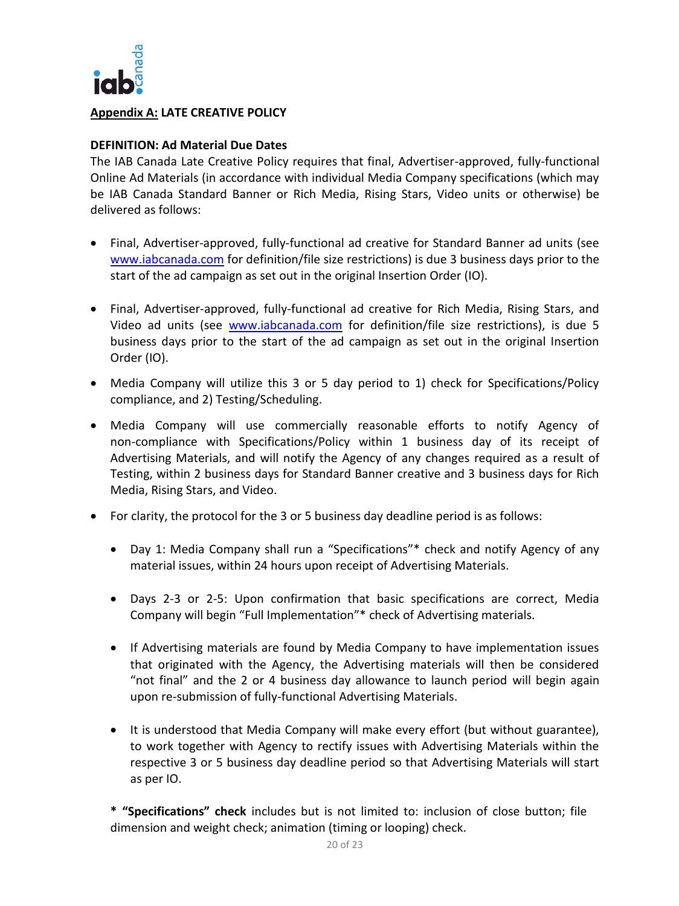**Appendix A: LATE CREATIVE POLICY**

**DEFINITION: Ad Material Due Dates**

The IAB Canada Late Creative Policy requires that final, Advertiser-approved, fully-functional Online Ad Materials (in accordance with individual Media Company specifications (which may be IAB Canada Standard Banner or Rich Media, Rising Stars, Video units or otherwise) be delivered as follows:

- Final, Advertiser-approved, fully-functional ad creative for Standard Banner ad units (see www.iabcanada.com for definition/file size restrictions) is due 3 business days prior to the start of the ad campaign as set out in the original Insertion Order (IO).

- Final, Advertiser-approved, fully-functional ad creative for Rich Media, Rising Stars, and Video ad units (see www.iabcanada.com for definition/file size restrictions), is due 5 business days prior to the start of the ad campaign as set out in the original Insertion Order (IO).

- Media Company will utilize this 3 or 5 day period to 1) check for Specifications/Policy compliance, and 2) Testing/Scheduling.

- Media Company will use commercially reasonable efforts to notify Agency of non-compliance with Specifications/Policy within 1 business day of its receipt of Advertising Materials, and will notify the Agency of any changes required as a result of Testing, within 2 business days for Standard Banner creative and 3 business days for Rich Media, Rising Stars, and Video.

- For clarity, the protocol for the 3 or 5 business day deadline period is as follows:

  - Day 1: Media Company shall run a "Specifications"* check and notify Agency of any material issues, within 24 hours upon receipt of Advertising Materials.

  - Days 2-3 or 2-5: Upon confirmation that basic specifications are correct, Media Company will begin "Full Implementation"* check of Advertising materials.

  - If Advertising materials are found by Media Company to have implementation issues that originated with the Agency, the Advertising materials will then be considered "not final" and the 2 or 4 business day allowance to launch period will begin again upon re-submission of fully-functional Advertising Materials.

  - It is understood that Media Company will make every effort (but without guarantee), to work together with Agency to rectify issues with Advertising Materials within the respective 3 or 5 business day deadline period so that Advertising Materials will start as per IO.

**\* "Specifications" check** includes but is not limited to: inclusion of close button; file dimension and weight check; animation (timing or looping) check.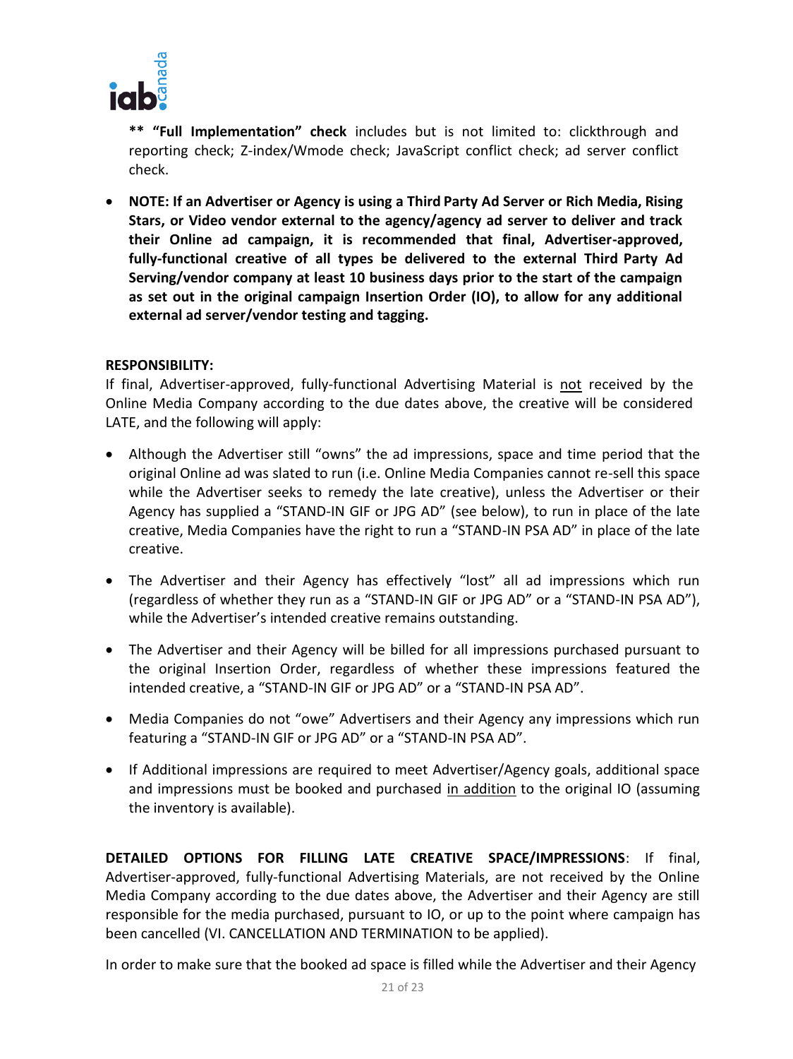**** "Full Implementation" check** includes but is not limited to: clickthrough and reporting check; Z-index/Wmode check; JavaScript conflict check; ad server conflict check.

- **NOTE: If an Advertiser or Agency is using a Third Party Ad Server or Rich Media, Rising Stars, or Video vendor external to the agency/agency ad server to deliver and track their Online ad campaign, it is recommended that final, Advertiser-approved, fully-functional creative of all types be delivered to the external Third Party Ad Serving/vendor company at least 10 business days prior to the start of the campaign as set out in the original campaign Insertion Order (IO), to allow for any additional external ad server/vendor testing and tagging.**

**RESPONSIBILITY:**

If final, Advertiser-approved, fully-functional Advertising Material is not received by the Online Media Company according to the due dates above, the creative will be considered LATE, and the following will apply:

- Although the Advertiser still "owns" the ad impressions, space and time period that the original Online ad was slated to run (i.e. Online Media Companies cannot re-sell this space while the Advertiser seeks to remedy the late creative), unless the Advertiser or their Agency has supplied a "STAND-IN GIF or JPG AD" (see below), to run in place of the late creative, Media Companies have the right to run a "STAND-IN PSA AD" in place of the late creative.
- The Advertiser and their Agency has effectively "lost" all ad impressions which run (regardless of whether they run as a "STAND-IN GIF or JPG AD" or a "STAND-IN PSA AD"), while the Advertiser's intended creative remains outstanding.
- The Advertiser and their Agency will be billed for all impressions purchased pursuant to the original Insertion Order, regardless of whether these impressions featured the intended creative, a "STAND-IN GIF or JPG AD" or a "STAND-IN PSA AD".
- Media Companies do not "owe" Advertisers and their Agency any impressions which run featuring a "STAND-IN GIF or JPG AD" or a "STAND-IN PSA AD".
- If Additional impressions are required to meet Advertiser/Agency goals, additional space and impressions must be booked and purchased in addition to the original IO (assuming the inventory is available).

**DETAILED OPTIONS FOR FILLING LATE CREATIVE SPACE/IMPRESSIONS**: If final, Advertiser-approved, fully-functional Advertising Materials, are not received by the Online Media Company according to the due dates above, the Advertiser and their Agency are still responsible for the media purchased, pursuant to IO, or up to the point where campaign has been cancelled (VI. CANCELLATION AND TERMINATION to be applied).

In order to make sure that the booked ad space is filled while the Advertiser and their Agency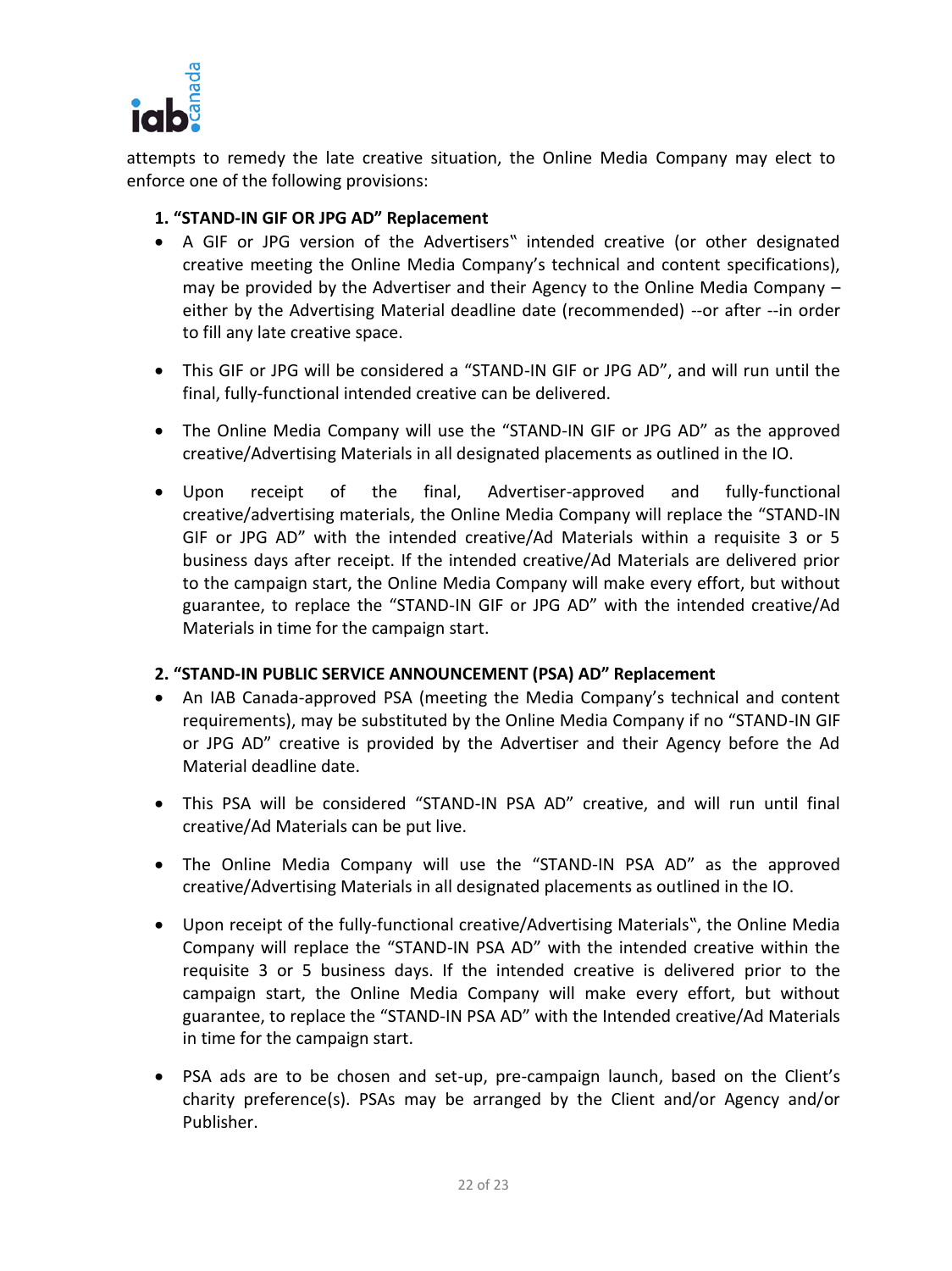attempts to remedy the late creative situation, the Online Media Company may elect to enforce one of the following provisions:

**1. "STAND-IN GIF OR JPG AD" Replacement**

- A GIF or JPG version of the Advertisers‟ intended creative (or other designated creative meeting the Online Media Company's technical and content specifications), may be provided by the Advertiser and their Agency to the Online Media Company – either by the Advertising Material deadline date (recommended) --or after --in order to fill any late creative space.
- This GIF or JPG will be considered a "STAND-IN GIF or JPG AD", and will run until the final, fully-functional intended creative can be delivered.
- The Online Media Company will use the "STAND-IN GIF or JPG AD" as the approved creative/Advertising Materials in all designated placements as outlined in the IO.
- Upon receipt of the final, Advertiser-approved and fully-functional creative/advertising materials, the Online Media Company will replace the "STAND-IN GIF or JPG AD" with the intended creative/Ad Materials within a requisite 3 or 5 business days after receipt. If the intended creative/Ad Materials are delivered prior to the campaign start, the Online Media Company will make every effort, but without guarantee, to replace the "STAND-IN GIF or JPG AD" with the intended creative/Ad Materials in time for the campaign start.

**2. "STAND-IN PUBLIC SERVICE ANNOUNCEMENT (PSA) AD" Replacement**

- An IAB Canada-approved PSA (meeting the Media Company's technical and content requirements), may be substituted by the Online Media Company if no "STAND-IN GIF or JPG AD" creative is provided by the Advertiser and their Agency before the Ad Material deadline date.
- This PSA will be considered "STAND-IN PSA AD" creative, and will run until final creative/Ad Materials can be put live.
- The Online Media Company will use the "STAND-IN PSA AD" as the approved creative/Advertising Materials in all designated placements as outlined in the IO.
- Upon receipt of the fully-functional creative/Advertising Materials‟, the Online Media Company will replace the "STAND-IN PSA AD" with the intended creative within the requisite 3 or 5 business days. If the intended creative is delivered prior to the campaign start, the Online Media Company will make every effort, but without guarantee, to replace the "STAND-IN PSA AD" with the Intended creative/Ad Materials in time for the campaign start.
- PSA ads are to be chosen and set-up, pre-campaign launch, based on the Client's charity preference(s). PSAs may be arranged by the Client and/or Agency and/or Publisher.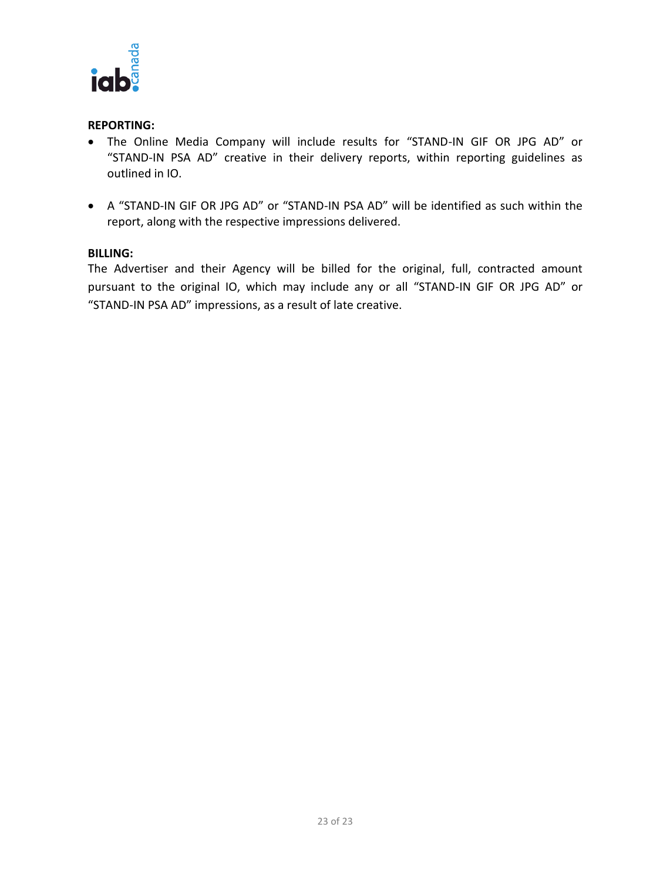**REPORTING:**

- The Online Media Company will include results for “STAND-IN GIF OR JPG AD” or “STAND-IN PSA AD” creative in their delivery reports, within reporting guidelines as outlined in IO.
- A “STAND-IN GIF OR JPG AD” or “STAND-IN PSA AD” will be identified as such within the report, along with the respective impressions delivered.

**BILLING:**

The Advertiser and their Agency will be billed for the original, full, contracted amount pursuant to the original IO, which may include any or all “STAND-IN GIF OR JPG AD” or “STAND-IN PSA AD” impressions, as a result of late creative.